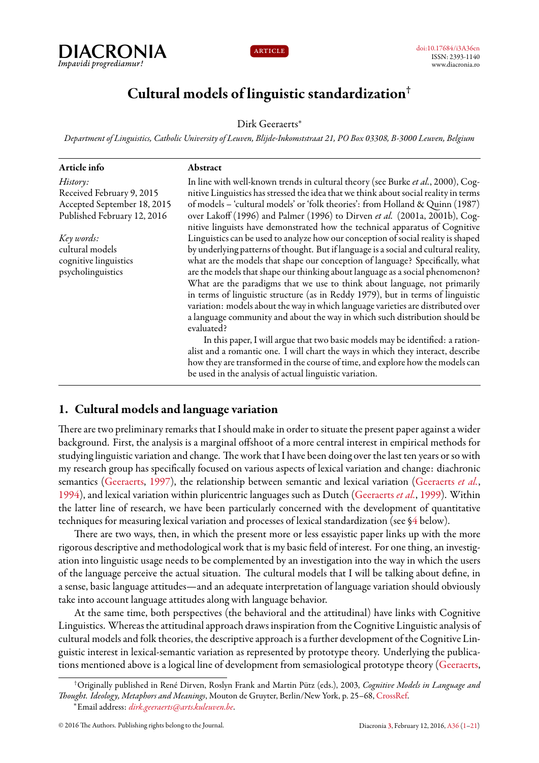DIACRONIA
*Impavidi progrediamur!*

ARTICLE

doi:10.17684/i3A36en
ISSN: 2393-1140
www.diacronia.ro

# Cultural models of linguistic standardization[†]

Dirk Geeraerts[*]

*Department of Linguistics, Catholic University of Leuven, Blijde-Inkomststraat 21, PO Box 03308, B-3000 Leuven, Belgium*

**Article info**

*History:*
Received February 9, 2015
Accepted September 18, 2015
Published February 12, 2016

*Key words:*
cultural models
cognitive linguistics
psycholinguistics

**Abstract**

In line with well-known trends in cultural theory (see Burke *et al.*, 2000), Cognitive Linguistics has stressed the idea that we think about social reality in terms of models – 'cultural models' or 'folk theories': from Holland & Quinn (1987) over Lakoff (1996) and Palmer (1996) to Dirven *et al.* (2001a, 2001b), Cognitive linguists have demonstrated how the technical apparatus of Cognitive Linguistics can be used to analyze how our conception of social reality is shaped by underlying patterns of thought. But if language is a social and cultural reality, what are the models that shape our conception of language? Specifically, what are the models that shape our thinking about language as a social phenomenon? What are the paradigms that we use to think about language, not primarily in terms of linguistic structure (as in Reddy 1979), but in terms of linguistic variation: models about the way in which language varieties are distributed over a language community and about the way in which such distribution should be evaluated?

In this paper, I will argue that two basic models may be identified: a rationalist and a romantic one. I will chart the ways in which they interact, describe how they are transformed in the course of time, and explore how the models can be used in the analysis of actual linguistic variation.

## 1. Cultural models and language variation

There are two preliminary remarks that I should make in order to situate the present paper against a wider background. First, the analysis is a marginal offshoot of a more central interest in empirical methods for studying linguistic variation and change. The work that I have been doing over the last ten years or so with my research group has specifically focused on various aspects of lexical variation and change: diachronic semantics (Geeraerts, 1997), the relationship between semantic and lexical variation (Geeraerts *et al.*, 1994), and lexical variation within pluricentric languages such as Dutch (Geeraerts *et al.*, 1999). Within the latter line of research, we have been particularly concerned with the development of quantitative techniques for measuring lexical variation and processes of lexical standardization (see §4 below).

There are two ways, then, in which the present more or less essayistic paper links up with the more rigorous descriptive and methodological work that is my basic field of interest. For one thing, an investigation into linguistic usage needs to be complemented by an investigation into the way in which the users of the language perceive the actual situation. The cultural models that I will be talking about define, in a sense, basic language attitudes—and an adequate interpretation of language variation should obviously take into account language attitudes along with language behavior.

At the same time, both perspectives (the behavioral and the attitudinal) have links with Cognitive Linguistics. Whereas the attitudinal approach draws inspiration from the Cognitive Linguistic analysis of cultural models and folk theories, the descriptive approach is a further development of the Cognitive Linguistic interest in lexical-semantic variation as represented by prototype theory. Underlying the publications mentioned above is a logical line of development from semasiological prototype theory (Geeraerts,

[†]Originally published in René Dirven, Roslyn Frank and Martin Pütz (eds.), 2003, *Cognitive Models in Language and Thought. Ideology, Metaphors and Meanings*, Mouton de Gruyter, Berlin/New York, p. 25–68, CrossRef.

[*]Email address: *dirk.geeraerts@arts.kuleuven.be*.

© 2016 The Authors. Publishing rights belong to the Journal.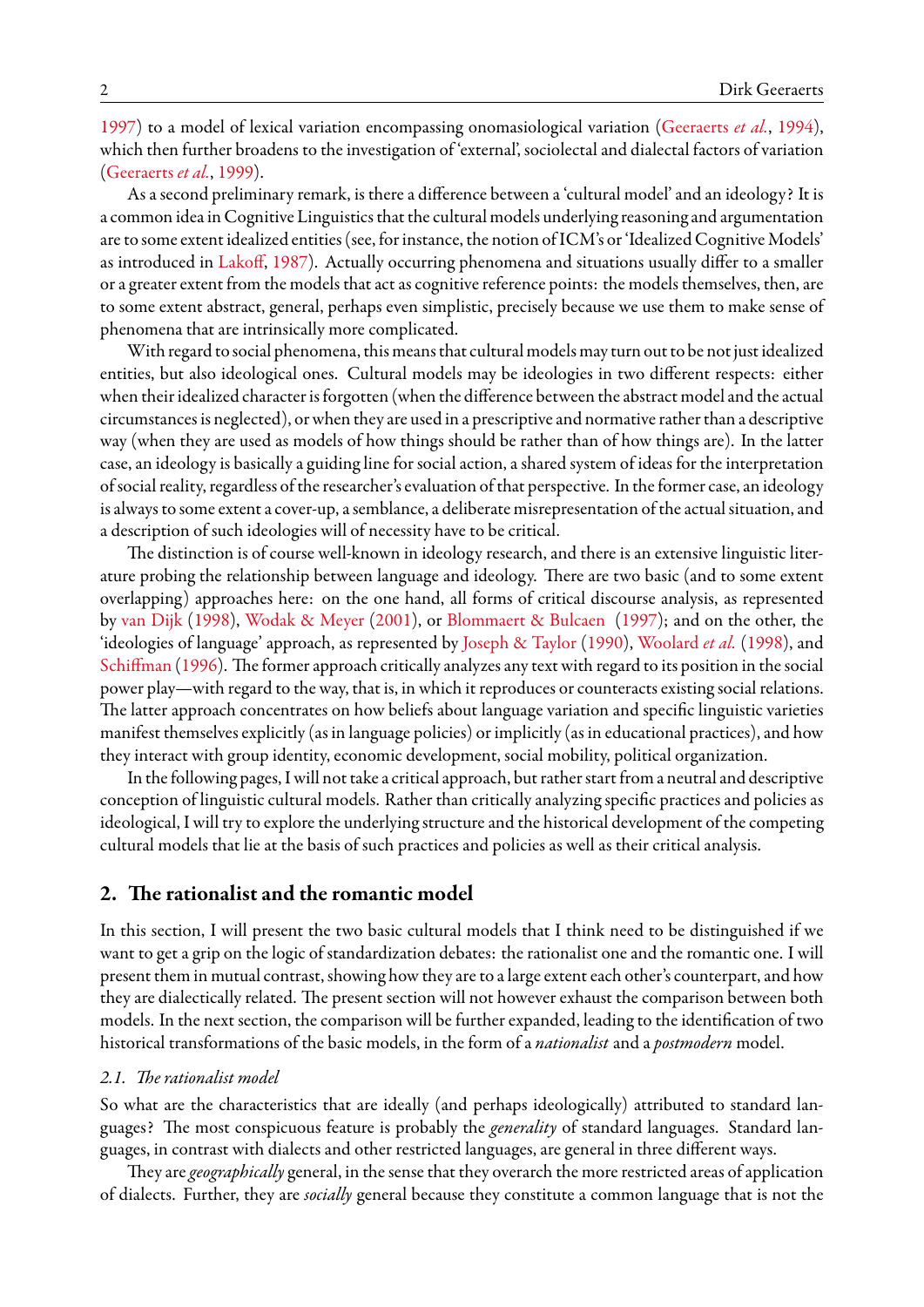1997) to a model of lexical variation encompassing onomasiological variation (Geeraerts *et al.*, 1994), which then further broadens to the investigation of 'external', sociolectal and dialectal factors of variation (Geeraerts *et al.*, 1999).

As a second preliminary remark, is there a difference between a 'cultural model' and an ideology? It is a common idea in Cognitive Linguistics that the cultural models underlying reasoning and argumentation are to some extent idealized entities (see, for instance, the notion of ICM's or 'Idealized Cognitive Models' as introduced in Lakoff, 1987). Actually occurring phenomena and situations usually differ to a smaller or a greater extent from the models that act as cognitive reference points: the models themselves, then, are to some extent abstract, general, perhaps even simplistic, precisely because we use them to make sense of phenomena that are intrinsically more complicated.

With regard to social phenomena, this means that cultural models may turn out to be not just idealized entities, but also ideological ones. Cultural models may be ideologies in two different respects: either when their idealized character is forgotten (when the difference between the abstract model and the actual circumstances is neglected), or when they are used in a prescriptive and normative rather than a descriptive way (when they are used as models of how things should be rather than of how things are). In the latter case, an ideology is basically a guiding line for social action, a shared system of ideas for the interpretation of social reality, regardless of the researcher's evaluation of that perspective. In the former case, an ideology is always to some extent a cover-up, a semblance, a deliberate misrepresentation of the actual situation, and a description of such ideologies will of necessity have to be critical.

The distinction is of course well-known in ideology research, and there is an extensive linguistic literature probing the relationship between language and ideology. There are two basic (and to some extent overlapping) approaches here: on the one hand, all forms of critical discourse analysis, as represented by van Dijk (1998), Wodak & Meyer (2001), or Blommaert & Bulcaen (1997); and on the other, the 'ideologies of language' approach, as represented by Joseph & Taylor (1990), Woolard *et al.* (1998), and Schiffman (1996). The former approach critically analyzes any text with regard to its position in the social power play—with regard to the way, that is, in which it reproduces or counteracts existing social relations. The latter approach concentrates on how beliefs about language variation and specific linguistic varieties manifest themselves explicitly (as in language policies) or implicitly (as in educational practices), and how they interact with group identity, economic development, social mobility, political organization.

In the following pages, I will not take a critical approach, but rather start from a neutral and descriptive conception of linguistic cultural models. Rather than critically analyzing specific practices and policies as ideological, I will try to explore the underlying structure and the historical development of the competing cultural models that lie at the basis of such practices and policies as well as their critical analysis.

## 2. The rationalist and the romantic model

In this section, I will present the two basic cultural models that I think need to be distinguished if we want to get a grip on the logic of standardization debates: the rationalist one and the romantic one. I will present them in mutual contrast, showing how they are to a large extent each other's counterpart, and how they are dialectically related. The present section will not however exhaust the comparison between both models. In the next section, the comparison will be further expanded, leading to the identification of two historical transformations of the basic models, in the form of a *nationalist* and a *postmodern* model.

### *2.1. The rationalist model*

So what are the characteristics that are ideally (and perhaps ideologically) attributed to standard languages? The most conspicuous feature is probably the *generality* of standard languages. Standard languages, in contrast with dialects and other restricted languages, are general in three different ways.

They are *geographically* general, in the sense that they overarch the more restricted areas of application of dialects. Further, they are *socially* general because they constitute a common language that is not the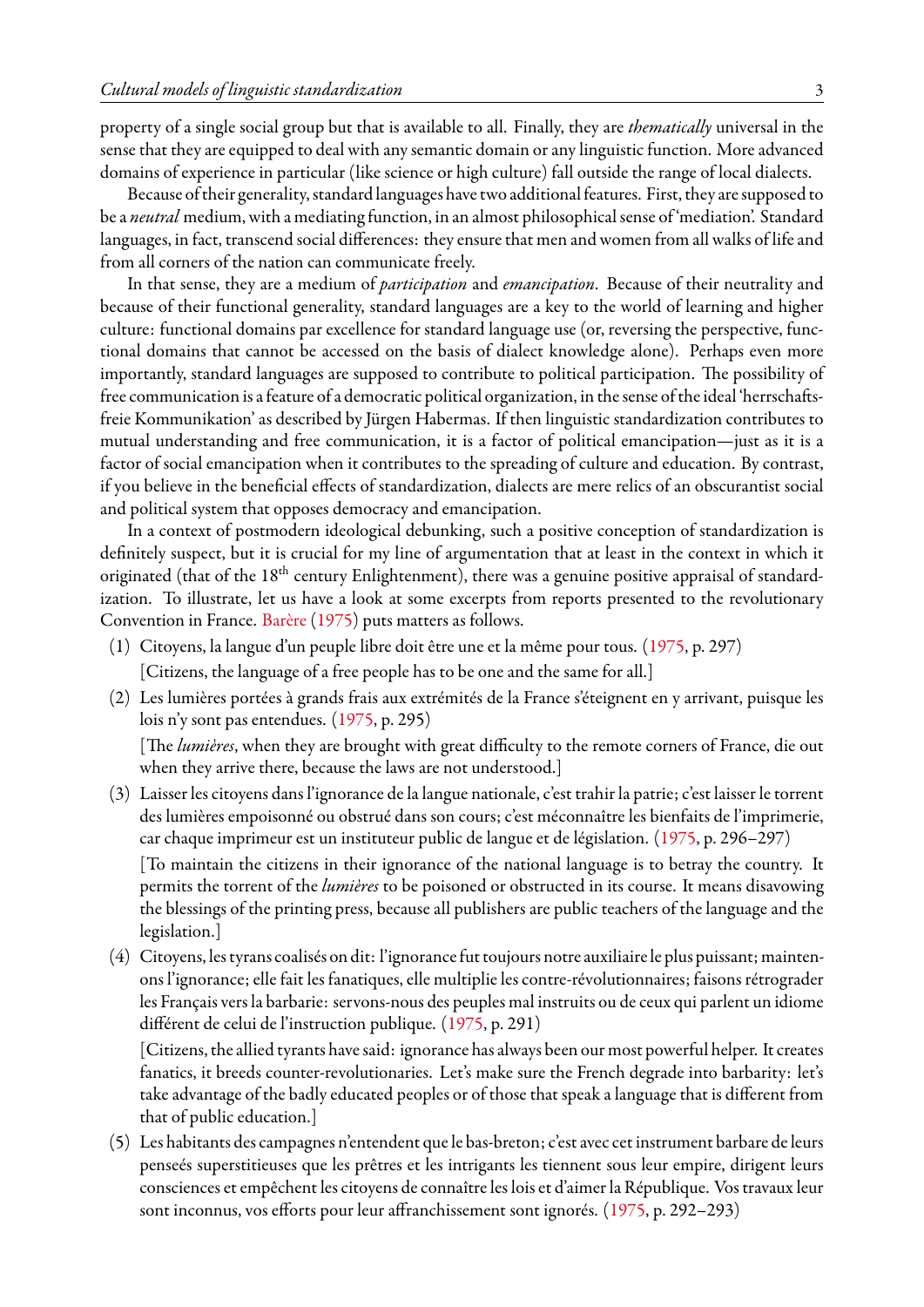property of a single social group but that is available to all. Finally, they are *thematically* universal in the sense that they are equipped to deal with any semantic domain or any linguistic function. More advanced domains of experience in particular (like science or high culture) fall outside the range of local dialects.

Because of their generality, standard languages have two additional features. First, they are supposed to be a *neutral* medium, with a mediating function, in an almost philosophical sense of 'mediation'. Standard languages, in fact, transcend social differences: they ensure that men and women from all walks of life and from all corners of the nation can communicate freely.

In that sense, they are a medium of *participation* and *emancipation*. Because of their neutrality and because of their functional generality, standard languages are a key to the world of learning and higher culture: functional domains par excellence for standard language use (or, reversing the perspective, functional domains that cannot be accessed on the basis of dialect knowledge alone). Perhaps even more importantly, standard languages are supposed to contribute to political participation. The possibility of free communication is a feature of a democratic political organization, in the sense of the ideal 'herrschaftsfreie Kommunikation' as described by Jürgen Habermas. If then linguistic standardization contributes to mutual understanding and free communication, it is a factor of political emancipation—just as it is a factor of social emancipation when it contributes to the spreading of culture and education. By contrast, if you believe in the beneficial effects of standardization, dialects are mere relics of an obscurantist social and political system that opposes democracy and emancipation.

In a context of postmodern ideological debunking, such a positive conception of standardization is definitely suspect, but it is crucial for my line of argumentation that at least in the context in which it originated (that of the 18th century Enlightenment), there was a genuine positive appraisal of standardization. To illustrate, let us have a look at some excerpts from reports presented to the revolutionary Convention in France. Barère (1975) puts matters as follows.

(1) Citoyens, la langue d'un peuple libre doit être une et la même pour tous. (1975, p. 297)
[Citizens, the language of a free people has to be one and the same for all.]

(2) Les lumières portées à grands frais aux extrémités de la France s'éteignent en y arrivant, puisque les lois n'y sont pas entendues. (1975, p. 295)
[The *lumières*, when they are brought with great difficulty to the remote corners of France, die out when they arrive there, because the laws are not understood.]

(3) Laisser les citoyens dans l'ignorance de la langue nationale, c'est trahir la patrie; c'est laisser le torrent des lumières empoisonné ou obstrué dans son cours; c'est méconnaître les bienfaits de l'imprimerie, car chaque imprimeur est un instituteur public de langue et de législation. (1975, p. 296–297)
[To maintain the citizens in their ignorance of the national language is to betray the country. It permits the torrent of the *lumières* to be poisoned or obstructed in its course. It means disavowing the blessings of the printing press, because all publishers are public teachers of the language and the legislation.]

(4) Citoyens, les tyrans coalisés on dit: l'ignorance fut toujours notre auxiliaire le plus puissant; maintenons l'ignorance; elle fait les fanatiques, elle multiplie les contre-révolutionnaires; faisons rétrograder les Français vers la barbarie: servons-nous des peuples mal instruits ou de ceux qui parlent un idiome différent de celui de l'instruction publique. (1975, p. 291)
[Citizens, the allied tyrants have said: ignorance has always been our most powerful helper. It creates fanatics, it breeds counter-revolutionaries. Let's make sure the French degrade into barbarity: let's take advantage of the badly educated peoples or of those that speak a language that is different from that of public education.]

(5) Les habitants des campagnes n'entendent que le bas-breton; c'est avec cet instrument barbare de leurs penseés superstitieuses que les prêtres et les intrigants les tiennent sous leur empire, dirigent leurs consciences et empêchent les citoyens de connaître les lois et d'aimer la République. Vos travaux leur sont inconnus, vos efforts pour leur affranchissement sont ignorés. (1975, p. 292–293)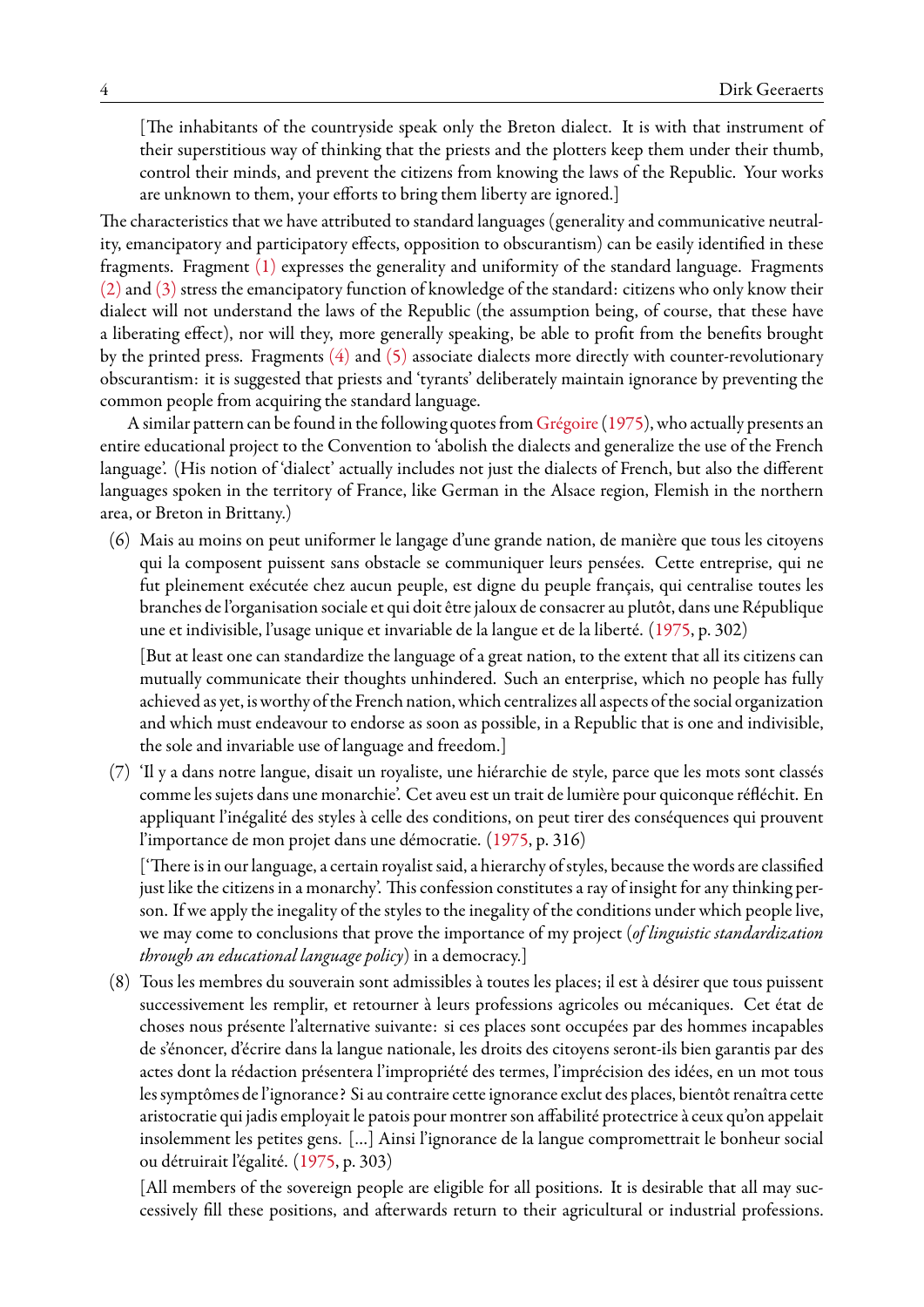[The inhabitants of the countryside speak only the Breton dialect. It is with that instrument of their superstitious way of thinking that the priests and the plotters keep them under their thumb, control their minds, and prevent the citizens from knowing the laws of the Republic. Your works are unknown to them, your efforts to bring them liberty are ignored.]

The characteristics that we have attributed to standard languages (generality and communicative neutrality, emancipatory and participatory effects, opposition to obscurantism) can be easily identified in these fragments. Fragment (1) expresses the generality and uniformity of the standard language. Fragments (2) and (3) stress the emancipatory function of knowledge of the standard: citizens who only know their dialect will not understand the laws of the Republic (the assumption being, of course, that these have a liberating effect), nor will they, more generally speaking, be able to profit from the benefits brought by the printed press. Fragments (4) and (5) associate dialects more directly with counter-revolutionary obscurantism: it is suggested that priests and 'tyrants' deliberately maintain ignorance by preventing the common people from acquiring the standard language.

A similar pattern can be found in the following quotes from Grégoire (1975), who actually presents an entire educational project to the Convention to 'abolish the dialects and generalize the use of the French language'. (His notion of 'dialect' actually includes not just the dialects of French, but also the different languages spoken in the territory of France, like German in the Alsace region, Flemish in the northern area, or Breton in Brittany.)

(6) Mais au moins on peut uniformer le langage d'une grande nation, de manière que tous les citoyens qui la composent puissent sans obstacle se communiquer leurs pensées. Cette entreprise, qui ne fut pleinement exécutée chez aucun peuple, est digne du peuple français, qui centralise toutes les branches de l'organisation sociale et qui doit être jaloux de consacrer au plutôt, dans une République une et indivisible, l'usage unique et invariable de la langue et de la liberté. (1975, p. 302)

[But at least one can standardize the language of a great nation, to the extent that all its citizens can mutually communicate their thoughts unhindered. Such an enterprise, which no people has fully achieved as yet, is worthy of the French nation, which centralizes all aspects of the social organization and which must endeavour to endorse as soon as possible, in a Republic that is one and indivisible, the sole and invariable use of language and freedom.]

(7) 'Il y a dans notre langue, disait un royaliste, une hiérarchie de style, parce que les mots sont classés comme les sujets dans une monarchie'. Cet aveu est un trait de lumière pour quiconque réfléchit. En appliquant l'inégalité des styles à celle des conditions, on peut tirer des conséquences qui prouvent l'importance de mon projet dans une démocratie. (1975, p. 316)

['There is in our language, a certain royalist said, a hierarchy of styles, because the words are classified just like the citizens in a monarchy'. This confession constitutes a ray of insight for any thinking person. If we apply the inegality of the styles to the inegality of the conditions under which people live, we may come to conclusions that prove the importance of my project (*of linguistic standardization through an educational language policy*) in a democracy.]

(8) Tous les membres du souverain sont admissibles à toutes les places; il est à désirer que tous puissent successivement les remplir, et retourner à leurs professions agricoles ou mécaniques. Cet état de choses nous présente l'alternative suivante: si ces places sont occupées par des hommes incapables de s'énoncer, d'écrire dans la langue nationale, les droits des citoyens seront-ils bien garantis par des actes dont la rédaction présentera l'impropriété des termes, l'imprécision des idées, en un mot tous les symptômes de l'ignorance? Si au contraire cette ignorance exclut des places, bientôt renaîtra cette aristocratie qui jadis employait le patois pour montrer son affabilité protectrice à ceux qu'on appelait insolemment les petites gens. [...] Ainsi l'ignorance de la langue compromettrait le bonheur social ou détruirait l'égalité. (1975, p. 303)

[All members of the sovereign people are eligible for all positions. It is desirable that all may successively fill these positions, and afterwards return to their agricultural or industrial professions.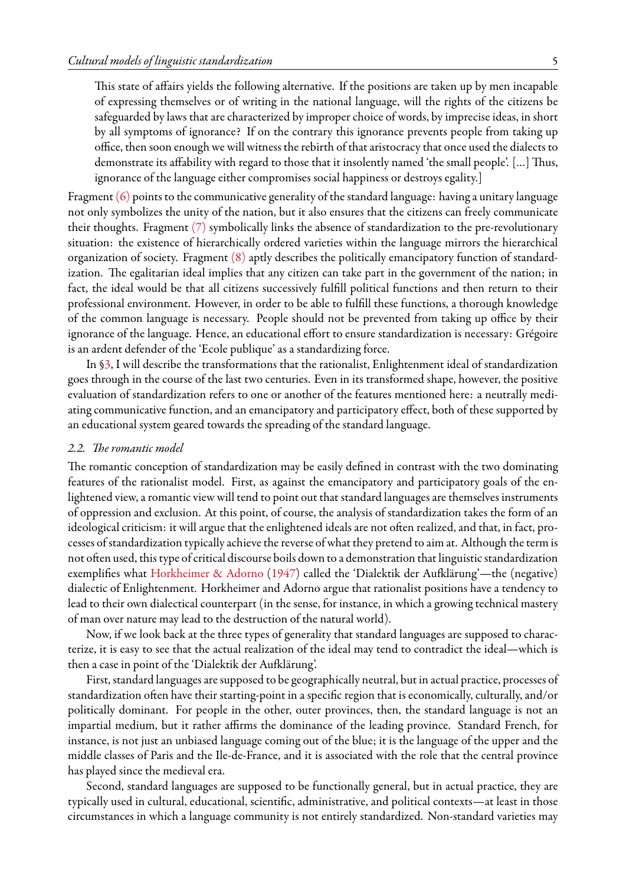This state of affairs yields the following alternative. If the positions are taken up by men incapable of expressing themselves or of writing in the national language, will the rights of the citizens be safeguarded by laws that are characterized by improper choice of words, by imprecise ideas, in short by all symptoms of ignorance? If on the contrary this ignorance prevents people from taking up office, then soon enough we will witness the rebirth of that aristocracy that once used the dialects to demonstrate its affability with regard to those that it insolently named 'the small people'. [...] Thus, ignorance of the language either compromises social happiness or destroys egality.]

Fragment (6) points to the communicative generality of the standard language: having a unitary language not only symbolizes the unity of the nation, but it also ensures that the citizens can freely communicate their thoughts. Fragment (7) symbolically links the absence of standardization to the pre-revolutionary situation: the existence of hierarchically ordered varieties within the language mirrors the hierarchical organization of society. Fragment (8) aptly describes the politically emancipatory function of standardization. The egalitarian ideal implies that any citizen can take part in the government of the nation; in fact, the ideal would be that all citizens successively fulfill political functions and then return to their professional environment. However, in order to be able to fulfill these functions, a thorough knowledge of the common language is necessary. People should not be prevented from taking up office by their ignorance of the language. Hence, an educational effort to ensure standardization is necessary: Grégoire is an ardent defender of the 'Ecole publique' as a standardizing force.

In §3, I will describe the transformations that the rationalist, Enlightenment ideal of standardization goes through in the course of the last two centuries. Even in its transformed shape, however, the positive evaluation of standardization refers to one or another of the features mentioned here: a neutrally mediating communicative function, and an emancipatory and participatory effect, both of these supported by an educational system geared towards the spreading of the standard language.

### 2.2. *The romantic model*

The romantic conception of standardization may be easily defined in contrast with the two dominating features of the rationalist model. First, as against the emancipatory and participatory goals of the enlightened view, a romantic view will tend to point out that standard languages are themselves instruments of oppression and exclusion. At this point, of course, the analysis of standardization takes the form of an ideological criticism: it will argue that the enlightened ideals are not often realized, and that, in fact, processes of standardization typically achieve the reverse of what they pretend to aim at. Although the term is not often used, this type of critical discourse boils down to a demonstration that linguistic standardization exemplifies what Horkheimer & Adorno (1947) called the 'Dialektik der Aufklärung'—the (negative) dialectic of Enlightenment. Horkheimer and Adorno argue that rationalist positions have a tendency to lead to their own dialectical counterpart (in the sense, for instance, in which a growing technical mastery of man over nature may lead to the destruction of the natural world).

Now, if we look back at the three types of generality that standard languages are supposed to characterize, it is easy to see that the actual realization of the ideal may tend to contradict the ideal—which is then a case in point of the 'Dialektik der Aufklärung'.

First, standard languages are supposed to be geographically neutral, but in actual practice, processes of standardization often have their starting-point in a specific region that is economically, culturally, and/or politically dominant. For people in the other, outer provinces, then, the standard language is not an impartial medium, but it rather affirms the dominance of the leading province. Standard French, for instance, is not just an unbiased language coming out of the blue; it is the language of the upper and the middle classes of Paris and the Ile-de-France, and it is associated with the role that the central province has played since the medieval era.

Second, standard languages are supposed to be functionally general, but in actual practice, they are typically used in cultural, educational, scientific, administrative, and political contexts—at least in those circumstances in which a language community is not entirely standardized. Non-standard varieties may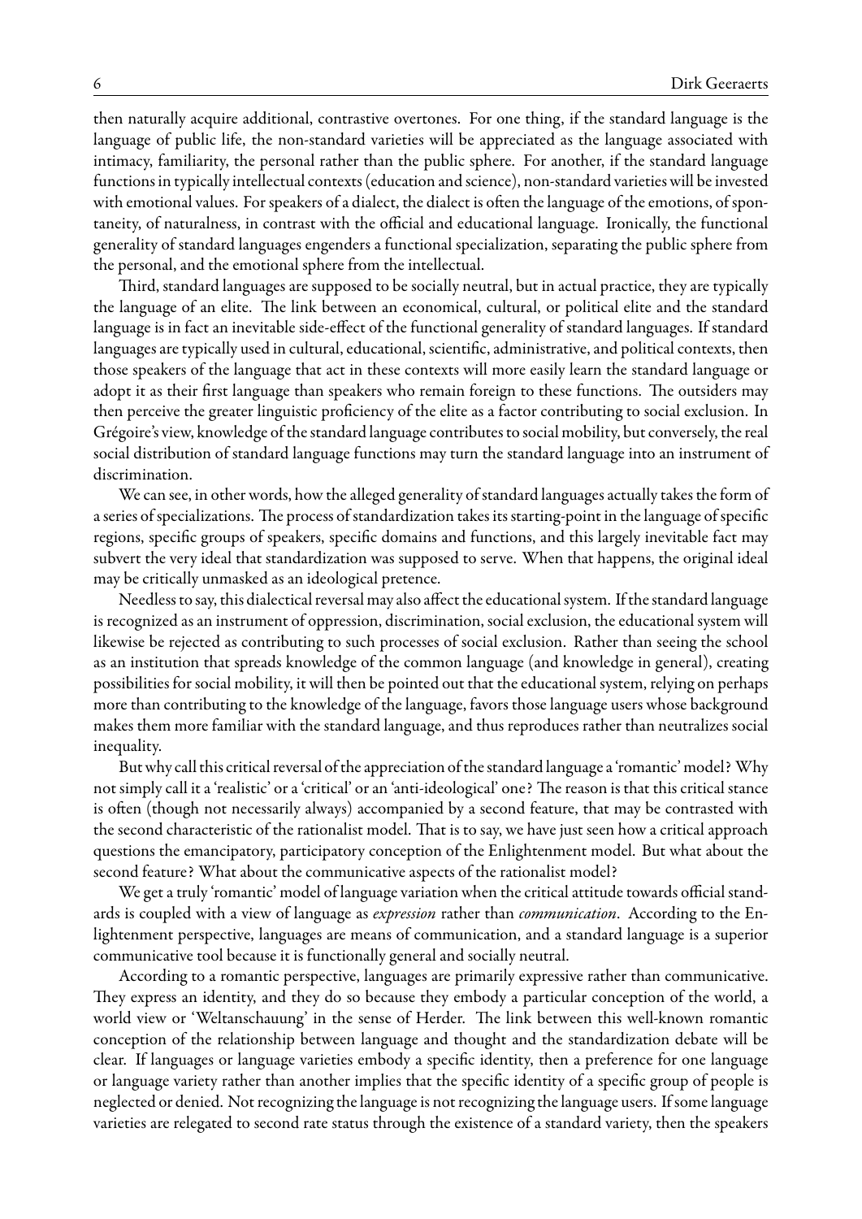then naturally acquire additional, contrastive overtones. For one thing, if the standard language is the language of public life, the non-standard varieties will be appreciated as the language associated with intimacy, familiarity, the personal rather than the public sphere. For another, if the standard language functions in typically intellectual contexts (education and science), non-standard varieties will be invested with emotional values. For speakers of a dialect, the dialect is often the language of the emotions, of spontaneity, of naturalness, in contrast with the official and educational language. Ironically, the functional generality of standard languages engenders a functional specialization, separating the public sphere from the personal, and the emotional sphere from the intellectual.

Third, standard languages are supposed to be socially neutral, but in actual practice, they are typically the language of an elite. The link between an economical, cultural, or political elite and the standard language is in fact an inevitable side-effect of the functional generality of standard languages. If standard languages are typically used in cultural, educational, scientific, administrative, and political contexts, then those speakers of the language that act in these contexts will more easily learn the standard language or adopt it as their first language than speakers who remain foreign to these functions. The outsiders may then perceive the greater linguistic proficiency of the elite as a factor contributing to social exclusion. In Grégoire's view, knowledge of the standard language contributes to social mobility, but conversely, the real social distribution of standard language functions may turn the standard language into an instrument of discrimination.

We can see, in other words, how the alleged generality of standard languages actually takes the form of a series of specializations. The process of standardization takes its starting-point in the language of specific regions, specific groups of speakers, specific domains and functions, and this largely inevitable fact may subvert the very ideal that standardization was supposed to serve. When that happens, the original ideal may be critically unmasked as an ideological pretence.

Needless to say, this dialectical reversal may also affect the educational system. If the standard language is recognized as an instrument of oppression, discrimination, social exclusion, the educational system will likewise be rejected as contributing to such processes of social exclusion. Rather than seeing the school as an institution that spreads knowledge of the common language (and knowledge in general), creating possibilities for social mobility, it will then be pointed out that the educational system, relying on perhaps more than contributing to the knowledge of the language, favors those language users whose background makes them more familiar with the standard language, and thus reproduces rather than neutralizes social inequality.

But why call this critical reversal of the appreciation of the standard language a 'romantic' model? Why not simply call it a 'realistic' or a 'critical' or an 'anti-ideological' one? The reason is that this critical stance is often (though not necessarily always) accompanied by a second feature, that may be contrasted with the second characteristic of the rationalist model. That is to say, we have just seen how a critical approach questions the emancipatory, participatory conception of the Enlightenment model. But what about the second feature? What about the communicative aspects of the rationalist model?

We get a truly 'romantic' model of language variation when the critical attitude towards official standards is coupled with a view of language as *expression* rather than *communication*. According to the Enlightenment perspective, languages are means of communication, and a standard language is a superior communicative tool because it is functionally general and socially neutral.

According to a romantic perspective, languages are primarily expressive rather than communicative. They express an identity, and they do so because they embody a particular conception of the world, a world view or 'Weltanschauung' in the sense of Herder. The link between this well-known romantic conception of the relationship between language and thought and the standardization debate will be clear. If languages or language varieties embody a specific identity, then a preference for one language or language variety rather than another implies that the specific identity of a specific group of people is neglected or denied. Not recognizing the language is not recognizing the language users. If some language varieties are relegated to second rate status through the existence of a standard variety, then the speakers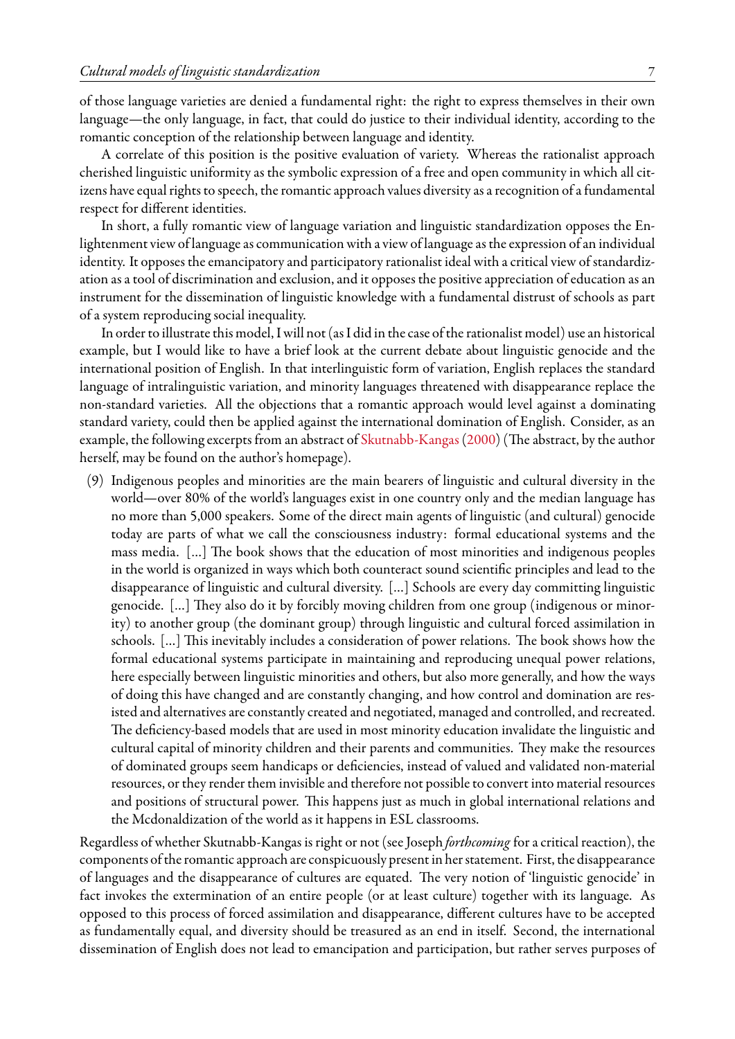of those language varieties are denied a fundamental right: the right to express themselves in their own language—the only language, in fact, that could do justice to their individual identity, according to the romantic conception of the relationship between language and identity.

A correlate of this position is the positive evaluation of variety. Whereas the rationalist approach cherished linguistic uniformity as the symbolic expression of a free and open community in which all citizens have equal rights to speech, the romantic approach values diversity as a recognition of a fundamental respect for different identities.

In short, a fully romantic view of language variation and linguistic standardization opposes the Enlightenment view of language as communication with a view of language as the expression of an individual identity. It opposes the emancipatory and participatory rationalist ideal with a critical view of standardization as a tool of discrimination and exclusion, and it opposes the positive appreciation of education as an instrument for the dissemination of linguistic knowledge with a fundamental distrust of schools as part of a system reproducing social inequality.

In order to illustrate this model, I will not (as I did in the case of the rationalist model) use an historical example, but I would like to have a brief look at the current debate about linguistic genocide and the international position of English. In that interlinguistic form of variation, English replaces the standard language of intralinguistic variation, and minority languages threatened with disappearance replace the non-standard varieties. All the objections that a romantic approach would level against a dominating standard variety, could then be applied against the international domination of English. Consider, as an example, the following excerpts from an abstract of Skutnabb-Kangas (2000) (The abstract, by the author herself, may be found on the author's homepage).

(9) Indigenous peoples and minorities are the main bearers of linguistic and cultural diversity in the world—over 80% of the world's languages exist in one country only and the median language has no more than 5,000 speakers. Some of the direct main agents of linguistic (and cultural) genocide today are parts of what we call the consciousness industry: formal educational systems and the mass media. [...] The book shows that the education of most minorities and indigenous peoples in the world is organized in ways which both counteract sound scientific principles and lead to the disappearance of linguistic and cultural diversity. [...] Schools are every day committing linguistic genocide. [...] They also do it by forcibly moving children from one group (indigenous or minority) to another group (the dominant group) through linguistic and cultural forced assimilation in schools. [...] This inevitably includes a consideration of power relations. The book shows how the formal educational systems participate in maintaining and reproducing unequal power relations, here especially between linguistic minorities and others, but also more generally, and how the ways of doing this have changed and are constantly changing, and how control and domination are resisted and alternatives are constantly created and negotiated, managed and controlled, and recreated. The deficiency-based models that are used in most minority education invalidate the linguistic and cultural capital of minority children and their parents and communities. They make the resources of dominated groups seem handicaps or deficiencies, instead of valued and validated non-material resources, or they render them invisible and therefore not possible to convert into material resources and positions of structural power. This happens just as much in global international relations and the Mcdonaldization of the world as it happens in ESL classrooms.

Regardless of whether Skutnabb-Kangas is right or not (see Joseph *forthcoming* for a critical reaction), the components of the romantic approach are conspicuously present in her statement. First, the disappearance of languages and the disappearance of cultures are equated. The very notion of 'linguistic genocide' in fact invokes the extermination of an entire people (or at least culture) together with its language. As opposed to this process of forced assimilation and disappearance, different cultures have to be accepted as fundamentally equal, and diversity should be treasured as an end in itself. Second, the international dissemination of English does not lead to emancipation and participation, but rather serves purposes of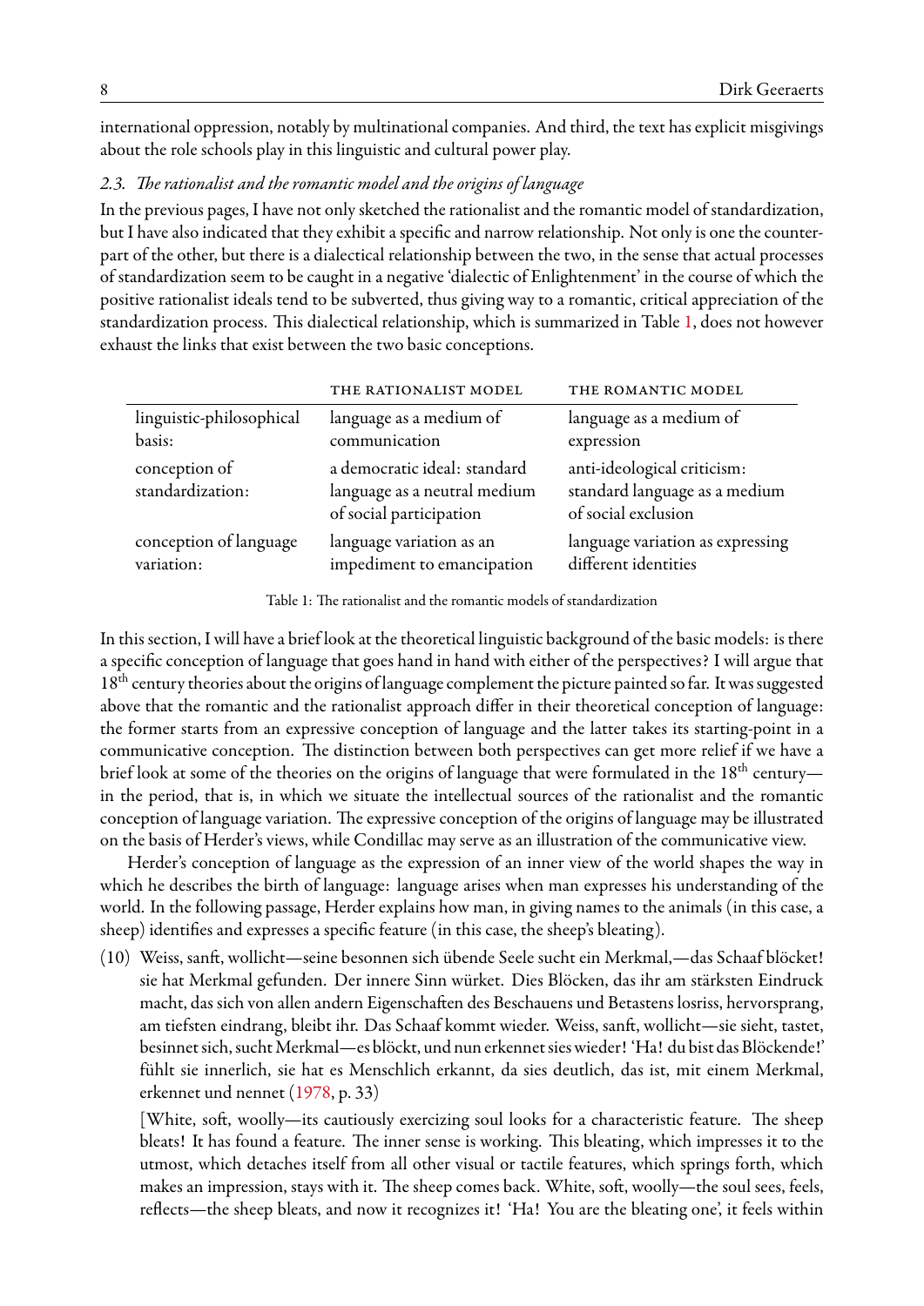international oppression, notably by multinational companies. And third, the text has explicit misgivings about the role schools play in this linguistic and cultural power play.

### *2.3. The rationalist and the romantic model and the origins of language*

In the previous pages, I have not only sketched the rationalist and the romantic model of standardization, but I have also indicated that they exhibit a specific and narrow relationship. Not only is one the counterpart of the other, but there is a dialectical relationship between the two, in the sense that actual processes of standardization seem to be caught in a negative 'dialectic of Enlightenment' in the course of which the positive rationalist ideals tend to be subverted, thus giving way to a romantic, critical appreciation of the standardization process. This dialectical relationship, which is summarized in Table 1, does not however exhaust the links that exist between the two basic conceptions.

| | THE RATIONALIST MODEL | THE ROMANTIC MODEL |
|---|---|---|
| linguistic-philosophical basis: | language as a medium of communication | language as a medium of expression |
| conception of standardization: | a democratic ideal: standard language as a neutral medium of social participation | anti-ideological criticism: standard language as a medium of social exclusion |
| conception of language variation: | language variation as an impediment to emancipation | language variation as expressing different identities |

Table 1: The rationalist and the romantic models of standardization

In this section, I will have a brief look at the theoretical linguistic background of the basic models: is there a specific conception of language that goes hand in hand with either of the perspectives? I will argue that 18th century theories about the origins of language complement the picture painted so far. It was suggested above that the romantic and the rationalist approach differ in their theoretical conception of language: the former starts from an expressive conception of language and the latter takes its starting-point in a communicative conception. The distinction between both perspectives can get more relief if we have a brief look at some of the theories on the origins of language that were formulated in the 18th century—in the period, that is, in which we situate the intellectual sources of the rationalist and the romantic conception of language variation. The expressive conception of the origins of language may be illustrated on the basis of Herder's views, while Condillac may serve as an illustration of the communicative view.

Herder's conception of language as the expression of an inner view of the world shapes the way in which he describes the birth of language: language arises when man expresses his understanding of the world. In the following passage, Herder explains how man, in giving names to the animals (in this case, a sheep) identifies and expresses a specific feature (in this case, the sheep's bleating).

(10) Weiss, sanft, wollicht—seine besonnen sich übende Seele sucht ein Merkmal,—das Schaaf blöcket! sie hat Merkmal gefunden. Der innere Sinn würket. Dies Blöcken, das ihr am stärksten Eindruck macht, das sich von allen andern Eigenschaften des Beschauens und Betastens losriss, hervorsprang, am tiefsten eindrang, bleibt ihr. Das Schaaf kommt wieder. Weiss, sanft, wollicht—sie sieht, tastet, besinnet sich, sucht Merkmal—es blöckt, und nun erkennet sies wieder! 'Ha! du bist das Blöckende!' fühlt sie innerlich, sie hat es Menschlich erkannt, da sies deutlich, das ist, mit einem Merkmal, erkennet und nennet (1978, p. 33)

[White, soft, woolly—its cautiously exercizing soul looks for a characteristic feature. The sheep bleats! It has found a feature. The inner sense is working. This bleating, which impresses it to the utmost, which detaches itself from all other visual or tactile features, which springs forth, which makes an impression, stays with it. The sheep comes back. White, soft, woolly—the soul sees, feels, reflects—the sheep bleats, and now it recognizes it! 'Ha! You are the bleating one', it feels within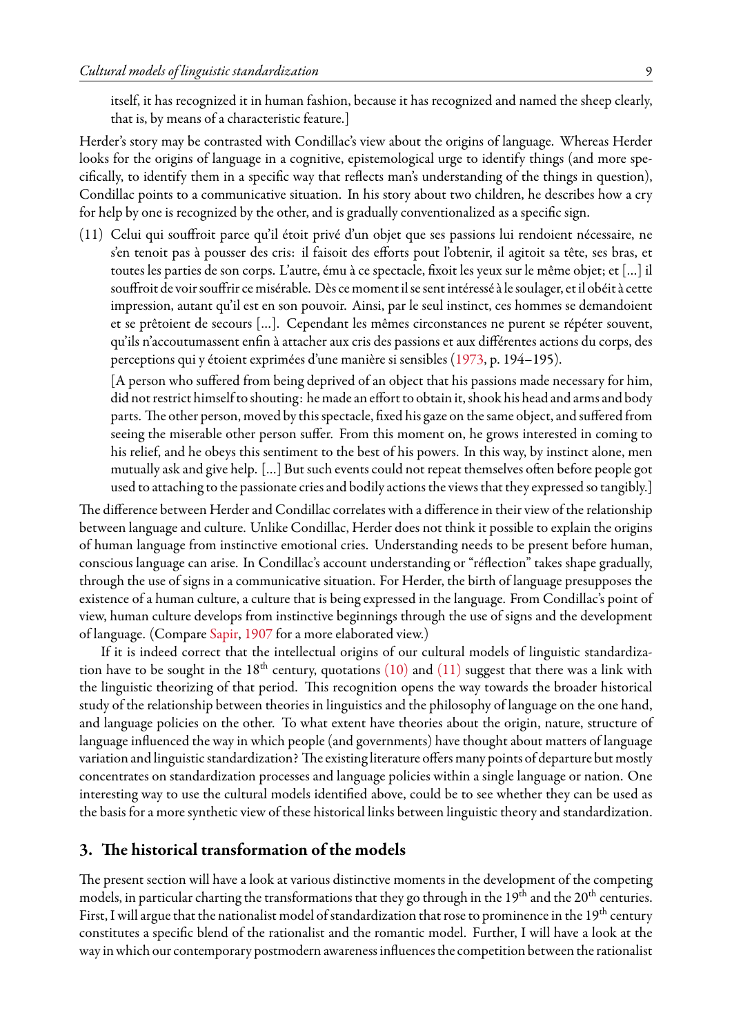itself, it has recognized it in human fashion, because it has recognized and named the sheep clearly, that is, by means of a characteristic feature.]

Herder's story may be contrasted with Condillac's view about the origins of language. Whereas Herder looks for the origins of language in a cognitive, epistemological urge to identify things (and more specifically, to identify them in a specific way that reflects man's understanding of the things in question), Condillac points to a communicative situation. In his story about two children, he describes how a cry for help by one is recognized by the other, and is gradually conventionalized as a specific sign.

(11) Celui qui souffroit parce qu'il étoit privé d'un objet que ses passions lui rendoient nécessaire, ne s'en tenoit pas à pousser des cris: il faisoit des efforts pout l'obtenir, il agitoit sa tête, ses bras, et toutes les parties de son corps. L'autre, ému à ce spectacle, fixoit les yeux sur le même objet; et [...] il souffroit de voir souffrir ce misérable. Dès ce moment il se sent intéressé à le soulager, et il obéit à cette impression, autant qu'il est en son pouvoir. Ainsi, par le seul instinct, ces hommes se demandoient et se prêtoient de secours [...]. Cependant les mêmes circonstances ne purent se répéter souvent, qu'ils n'accoutumassent enfin à attacher aux cris des passions et aux différentes actions du corps, des perceptions qui y étoient exprimées d'une manière si sensibles (1973, p. 194–195).

[A person who suffered from being deprived of an object that his passions made necessary for him, did not restrict himself to shouting: he made an effort to obtain it, shook his head and arms and body parts. The other person, moved by this spectacle, fixed his gaze on the same object, and suffered from seeing the miserable other person suffer. From this moment on, he grows interested in coming to his relief, and he obeys this sentiment to the best of his powers. In this way, by instinct alone, men mutually ask and give help. [...] But such events could not repeat themselves often before people got used to attaching to the passionate cries and bodily actions the views that they expressed so tangibly.]

The difference between Herder and Condillac correlates with a difference in their view of the relationship between language and culture. Unlike Condillac, Herder does not think it possible to explain the origins of human language from instinctive emotional cries. Understanding needs to be present before human, conscious language can arise. In Condillac's account understanding or "réflection" takes shape gradually, through the use of signs in a communicative situation. For Herder, the birth of language presupposes the existence of a human culture, a culture that is being expressed in the language. From Condillac's point of view, human culture develops from instinctive beginnings through the use of signs and the development of language. (Compare Sapir, 1907 for a more elaborated view.)

If it is indeed correct that the intellectual origins of our cultural models of linguistic standardization have to be sought in the 18th century, quotations (10) and (11) suggest that there was a link with the linguistic theorizing of that period. This recognition opens the way towards the broader historical study of the relationship between theories in linguistics and the philosophy of language on the one hand, and language policies on the other. To what extent have theories about the origin, nature, structure of language influenced the way in which people (and governments) have thought about matters of language variation and linguistic standardization? The existing literature offers many points of departure but mostly concentrates on standardization processes and language policies within a single language or nation. One interesting way to use the cultural models identified above, could be to see whether they can be used as the basis for a more synthetic view of these historical links between linguistic theory and standardization.

## 3. The historical transformation of the models

The present section will have a look at various distinctive moments in the development of the competing models, in particular charting the transformations that they go through in the 19th and the 20th centuries. First, I will argue that the nationalist model of standardization that rose to prominence in the 19th century constitutes a specific blend of the rationalist and the romantic model. Further, I will have a look at the way in which our contemporary postmodern awareness influences the competition between the rationalist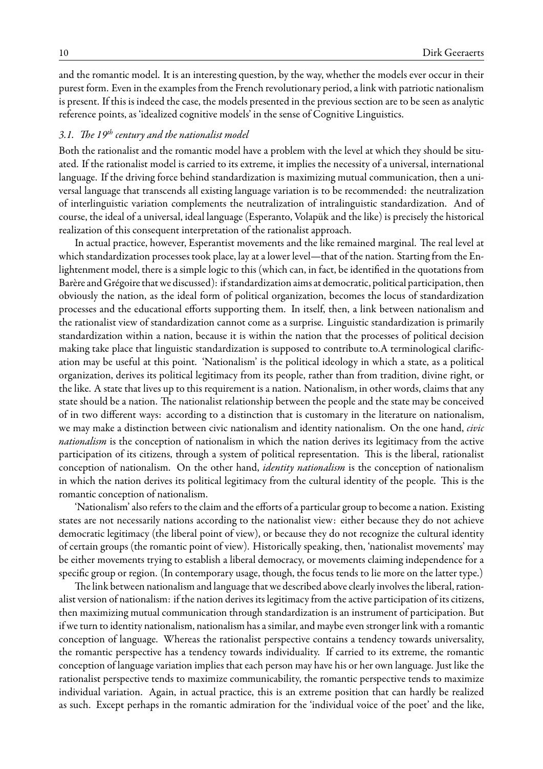and the romantic model. It is an interesting question, by the way, whether the models ever occur in their purest form. Even in the examples from the French revolutionary period, a link with patriotic nationalism is present. If this is indeed the case, the models presented in the previous section are to be seen as analytic reference points, as 'idealized cognitive models' in the sense of Cognitive Linguistics.

### 3.1. *The 19th century and the nationalist model*

Both the rationalist and the romantic model have a problem with the level at which they should be situated. If the rationalist model is carried to its extreme, it implies the necessity of a universal, international language. If the driving force behind standardization is maximizing mutual communication, then a universal language that transcends all existing language variation is to be recommended: the neutralization of interlinguistic variation complements the neutralization of intralinguistic standardization. And of course, the ideal of a universal, ideal language (Esperanto, Volapük and the like) is precisely the historical realization of this consequent interpretation of the rationalist approach.

In actual practice, however, Esperantist movements and the like remained marginal. The real level at which standardization processes took place, lay at a lower level—that of the nation. Starting from the Enlightenment model, there is a simple logic to this (which can, in fact, be identified in the quotations from Barère and Grégoire that we discussed): if standardization aims at democratic, political participation, then obviously the nation, as the ideal form of political organization, becomes the locus of standardization processes and the educational efforts supporting them. In itself, then, a link between nationalism and the rationalist view of standardization cannot come as a surprise. Linguistic standardization is primarily standardization within a nation, because it is within the nation that the processes of political decision making take place that linguistic standardization is supposed to contribute to.A terminological clarification may be useful at this point. 'Nationalism' is the political ideology in which a state, as a political organization, derives its political legitimacy from its people, rather than from tradition, divine right, or the like. A state that lives up to this requirement is a nation. Nationalism, in other words, claims that any state should be a nation. The nationalist relationship between the people and the state may be conceived of in two different ways: according to a distinction that is customary in the literature on nationalism, we may make a distinction between civic nationalism and identity nationalism. On the one hand, *civic nationalism* is the conception of nationalism in which the nation derives its legitimacy from the active participation of its citizens, through a system of political representation. This is the liberal, rationalist conception of nationalism. On the other hand, *identity nationalism* is the conception of nationalism in which the nation derives its political legitimacy from the cultural identity of the people. This is the romantic conception of nationalism.

'Nationalism' also refers to the claim and the efforts of a particular group to become a nation. Existing states are not necessarily nations according to the nationalist view: either because they do not achieve democratic legitimacy (the liberal point of view), or because they do not recognize the cultural identity of certain groups (the romantic point of view). Historically speaking, then, 'nationalist movements' may be either movements trying to establish a liberal democracy, or movements claiming independence for a specific group or region. (In contemporary usage, though, the focus tends to lie more on the latter type.)

The link between nationalism and language that we described above clearly involves the liberal, rationalist version of nationalism: if the nation derives its legitimacy from the active participation of its citizens, then maximizing mutual communication through standardization is an instrument of participation. But if we turn to identity nationalism, nationalism has a similar, and maybe even stronger link with a romantic conception of language. Whereas the rationalist perspective contains a tendency towards universality, the romantic perspective has a tendency towards individuality. If carried to its extreme, the romantic conception of language variation implies that each person may have his or her own language. Just like the rationalist perspective tends to maximize communicability, the romantic perspective tends to maximize individual variation. Again, in actual practice, this is an extreme position that can hardly be realized as such. Except perhaps in the romantic admiration for the 'individual voice of the poet' and the like,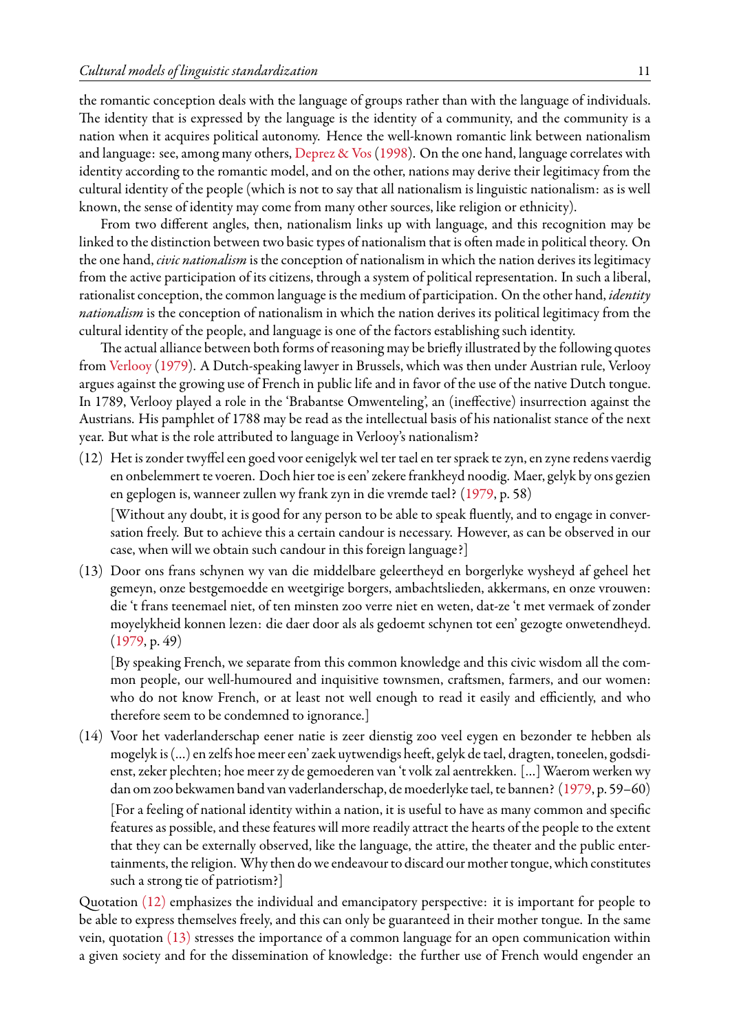the romantic conception deals with the language of groups rather than with the language of individuals. The identity that is expressed by the language is the identity of a community, and the community is a nation when it acquires political autonomy. Hence the well-known romantic link between nationalism and language: see, among many others, Deprez & Vos (1998). On the one hand, language correlates with identity according to the romantic model, and on the other, nations may derive their legitimacy from the cultural identity of the people (which is not to say that all nationalism is linguistic nationalism: as is well known, the sense of identity may come from many other sources, like religion or ethnicity).

From two different angles, then, nationalism links up with language, and this recognition may be linked to the distinction between two basic types of nationalism that is often made in political theory. On the one hand, *civic nationalism* is the conception of nationalism in which the nation derives its legitimacy from the active participation of its citizens, through a system of political representation. In such a liberal, rationalist conception, the common language is the medium of participation. On the other hand, *identity nationalism* is the conception of nationalism in which the nation derives its political legitimacy from the cultural identity of the people, and language is one of the factors establishing such identity.

The actual alliance between both forms of reasoning may be briefly illustrated by the following quotes from Verlooy (1979). A Dutch-speaking lawyer in Brussels, which was then under Austrian rule, Verlooy argues against the growing use of French in public life and in favor of the use of the native Dutch tongue. In 1789, Verlooy played a role in the 'Brabantse Omwenteling', an (ineffective) insurrection against the Austrians. His pamphlet of 1788 may be read as the intellectual basis of his nationalist stance of the next year. But what is the role attributed to language in Verlooy's nationalism?

(12) Het is zonder twyffel een goed voor eenigelyk wel ter tael en ter spraek te zyn, en zyne redens vaerdig en onbelemmert te voeren. Doch hier toe is een' zekere frankheyd noodig. Maer, gelyk by ons gezien en geplogen is, wanneer zullen wy frank zyn in die vremde tael? (1979, p. 58)

[Without any doubt, it is good for any person to be able to speak fluently, and to engage in conversation freely. But to achieve this a certain candour is necessary. However, as can be observed in our case, when will we obtain such candour in this foreign language?]

(13) Door ons frans schynen wy van die middelbare geleertheyd en borgerlyke wysheyd af geheel het gemeyn, onze bestgemoedde en weetgirige borgers, ambachtslieden, akkermans, en onze vrouwen: die 't frans teenemael niet, of ten minsten zoo verre niet en weten, dat-ze 't met vermaek of zonder moyelykheid konnen lezen: die daer door als als gedoemt schynen tot een' gezogte onwetendheyd. (1979, p. 49)

[By speaking French, we separate from this common knowledge and this civic wisdom all the common people, our well-humoured and inquisitive townsmen, craftsmen, farmers, and our women: who do not know French, or at least not well enough to read it easily and efficiently, and who therefore seem to be condemned to ignorance.]

(14) Voor het vaderlanderschap eener natie is zeer dienstig zoo veel eygen en bezonder te hebben als mogelyk is (...) en zelfs hoe meer een' zaek uytwendigs heeft, gelyk de tael, dragten, toneelen, godsdienst, zeker plechten; hoe meer zy de gemoederen van 't volk zal aentrekken. [...] Waerom werken wy dan om zoo bekwamen band van vaderlanderschap, de moederlyke tael, te bannen? (1979, p. 59–60)

[For a feeling of national identity within a nation, it is useful to have as many common and specific features as possible, and these features will more readily attract the hearts of the people to the extent that they can be externally observed, like the language, the attire, the theater and the public entertainments, the religion. Why then do we endeavour to discard our mother tongue, which constitutes such a strong tie of patriotism?]

Quotation (12) emphasizes the individual and emancipatory perspective: it is important for people to be able to express themselves freely, and this can only be guaranteed in their mother tongue. In the same vein, quotation (13) stresses the importance of a common language for an open communication within a given society and for the dissemination of knowledge: the further use of French would engender an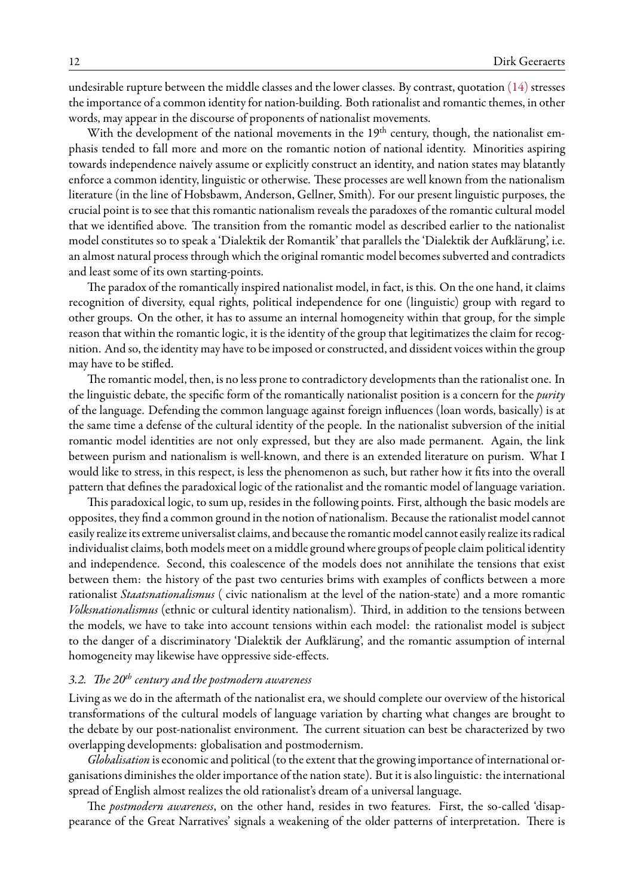undesirable rupture between the middle classes and the lower classes. By contrast, quotation (14) stresses the importance of a common identity for nation-building. Both rationalist and romantic themes, in other words, may appear in the discourse of proponents of nationalist movements.

With the development of the national movements in the 19th century, though, the nationalist emphasis tended to fall more and more on the romantic notion of national identity. Minorities aspiring towards independence naively assume or explicitly construct an identity, and nation states may blatantly enforce a common identity, linguistic or otherwise. These processes are well known from the nationalism literature (in the line of Hobsbawm, Anderson, Gellner, Smith). For our present linguistic purposes, the crucial point is to see that this romantic nationalism reveals the paradoxes of the romantic cultural model that we identified above. The transition from the romantic model as described earlier to the nationalist model constitutes so to speak a 'Dialektik der Romantik' that parallels the 'Dialektik der Aufklärung', i.e. an almost natural process through which the original romantic model becomes subverted and contradicts and least some of its own starting-points.

The paradox of the romantically inspired nationalist model, in fact, is this. On the one hand, it claims recognition of diversity, equal rights, political independence for one (linguistic) group with regard to other groups. On the other, it has to assume an internal homogeneity within that group, for the simple reason that within the romantic logic, it is the identity of the group that legitimizes the claim for recognition. And so, the identity may have to be imposed or constructed, and dissident voices within the group may have to be stifled.

The romantic model, then, is no less prone to contradictory developments than the rationalist one. In the linguistic debate, the specific form of the romantically nationalist position is a concern for the *purity* of the language. Defending the common language against foreign influences (loan words, basically) is at the same time a defense of the cultural identity of the people. In the nationalist subversion of the initial romantic model identities are not only expressed, but they are also made permanent. Again, the link between purism and nationalism is well-known, and there is an extended literature on purism. What I would like to stress, in this respect, is less the phenomenon as such, but rather how it fits into the overall pattern that defines the paradoxical logic of the rationalist and the romantic model of language variation.

This paradoxical logic, to sum up, resides in the following points. First, although the basic models are opposites, they find a common ground in the notion of nationalism. Because the rationalist model cannot easily realize its extreme universalist claims, and because the romantic model cannot easily realize its radical individualist claims, both models meet on a middle ground where groups of people claim political identity and independence. Second, this coalescence of the models does not annihilate the tensions that exist between them: the history of the past two centuries brims with examples of conflicts between a more rationalist *Staatsnationalismus* ( civic nationalism at the level of the nation-state) and a more romantic *Volksnationalismus* (ethnic or cultural identity nationalism). Third, in addition to the tensions between the models, we have to take into account tensions within each model: the rationalist model is subject to the danger of a discriminatory 'Dialektik der Aufklärung', and the romantic assumption of internal homogeneity may likewise have oppressive side-effects.

### *3.2. The 20th century and the postmodern awareness*

Living as we do in the aftermath of the nationalist era, we should complete our overview of the historical transformations of the cultural models of language variation by charting what changes are brought to the debate by our post-nationalist environment. The current situation can best be characterized by two overlapping developments: globalisation and postmodernism.

*Globalisation* is economic and political (to the extent that the growing importance of international organisations diminishes the older importance of the nation state). But it is also linguistic: the international spread of English almost realizes the old rationalist's dream of a universal language.

The *postmodern awareness*, on the other hand, resides in two features. First, the so-called 'disappearance of the Great Narratives' signals a weakening of the older patterns of interpretation. There is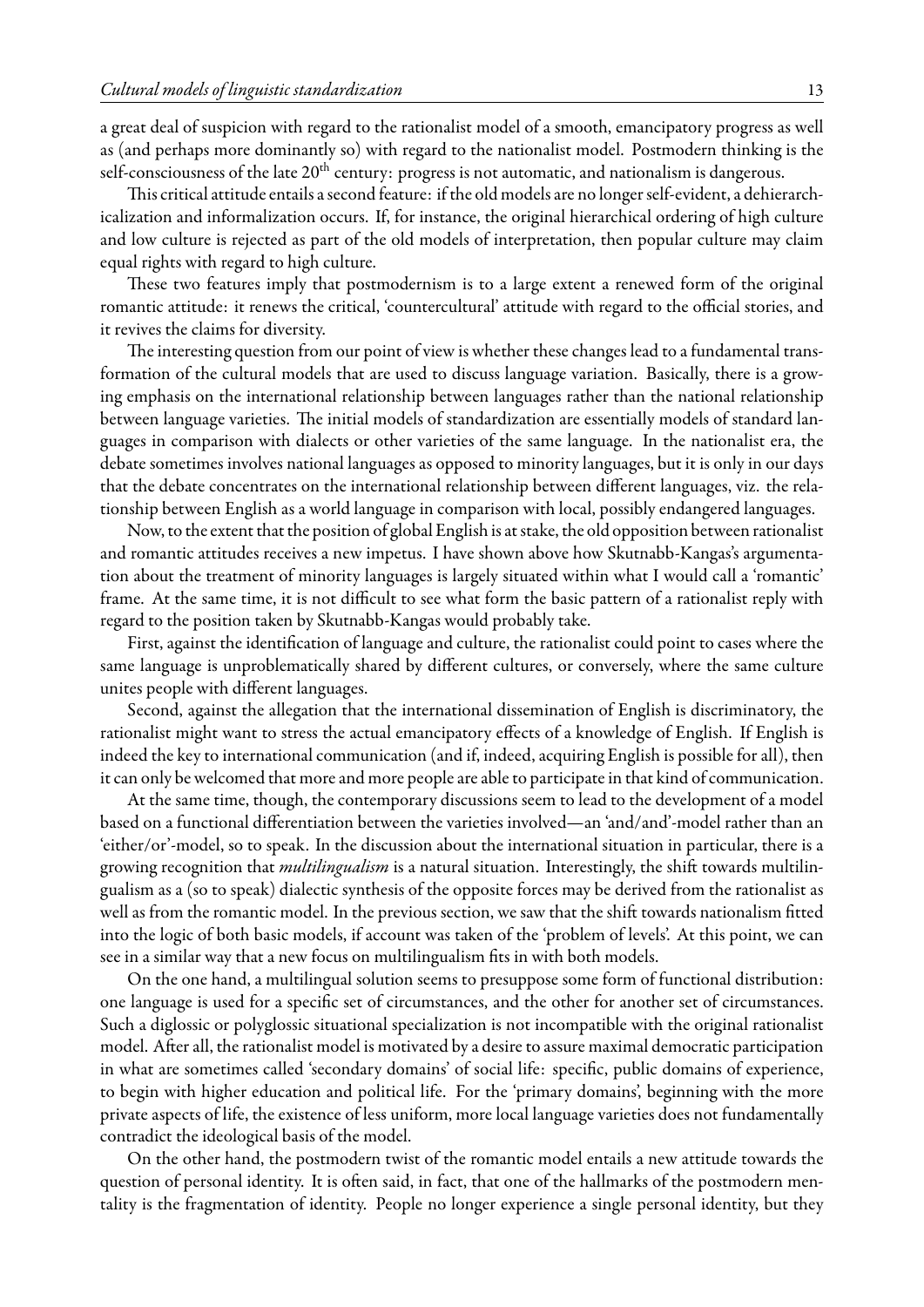a great deal of suspicion with regard to the rationalist model of a smooth, emancipatory progress as well as (and perhaps more dominantly so) with regard to the nationalist model. Postmodern thinking is the self-consciousness of the late 20th century: progress is not automatic, and nationalism is dangerous.

This critical attitude entails a second feature: if the old models are no longer self-evident, a dehierarchicalization and informalization occurs. If, for instance, the original hierarchical ordering of high culture and low culture is rejected as part of the old models of interpretation, then popular culture may claim equal rights with regard to high culture.

These two features imply that postmodernism is to a large extent a renewed form of the original romantic attitude: it renews the critical, 'countercultural' attitude with regard to the official stories, and it revives the claims for diversity.

The interesting question from our point of view is whether these changes lead to a fundamental transformation of the cultural models that are used to discuss language variation. Basically, there is a growing emphasis on the international relationship between languages rather than the national relationship between language varieties. The initial models of standardization are essentially models of standard languages in comparison with dialects or other varieties of the same language. In the nationalist era, the debate sometimes involves national languages as opposed to minority languages, but it is only in our days that the debate concentrates on the international relationship between different languages, viz. the relationship between English as a world language in comparison with local, possibly endangered languages.

Now, to the extent that the position of global English is at stake, the old opposition between rationalist and romantic attitudes receives a new impetus. I have shown above how Skutnabb-Kangas's argumentation about the treatment of minority languages is largely situated within what I would call a 'romantic' frame. At the same time, it is not difficult to see what form the basic pattern of a rationalist reply with regard to the position taken by Skutnabb-Kangas would probably take.

First, against the identification of language and culture, the rationalist could point to cases where the same language is unproblematically shared by different cultures, or conversely, where the same culture unites people with different languages.

Second, against the allegation that the international dissemination of English is discriminatory, the rationalist might want to stress the actual emancipatory effects of a knowledge of English. If English is indeed the key to international communication (and if, indeed, acquiring English is possible for all), then it can only be welcomed that more and more people are able to participate in that kind of communication.

At the same time, though, the contemporary discussions seem to lead to the development of a model based on a functional differentiation between the varieties involved—an 'and/and'-model rather than an 'either/or'-model, so to speak. In the discussion about the international situation in particular, there is a growing recognition that *multilingualism* is a natural situation. Interestingly, the shift towards multilingualism as a (so to speak) dialectic synthesis of the opposite forces may be derived from the rationalist as well as from the romantic model. In the previous section, we saw that the shift towards nationalism fitted into the logic of both basic models, if account was taken of the 'problem of levels'. At this point, we can see in a similar way that a new focus on multilingualism fits in with both models.

On the one hand, a multilingual solution seems to presuppose some form of functional distribution: one language is used for a specific set of circumstances, and the other for another set of circumstances. Such a diglossic or polyglossic situational specialization is not incompatible with the original rationalist model. After all, the rationalist model is motivated by a desire to assure maximal democratic participation in what are sometimes called 'secondary domains' of social life: specific, public domains of experience, to begin with higher education and political life. For the 'primary domains', beginning with the more private aspects of life, the existence of less uniform, more local language varieties does not fundamentally contradict the ideological basis of the model.

On the other hand, the postmodern twist of the romantic model entails a new attitude towards the question of personal identity. It is often said, in fact, that one of the hallmarks of the postmodern mentality is the fragmentation of identity. People no longer experience a single personal identity, but they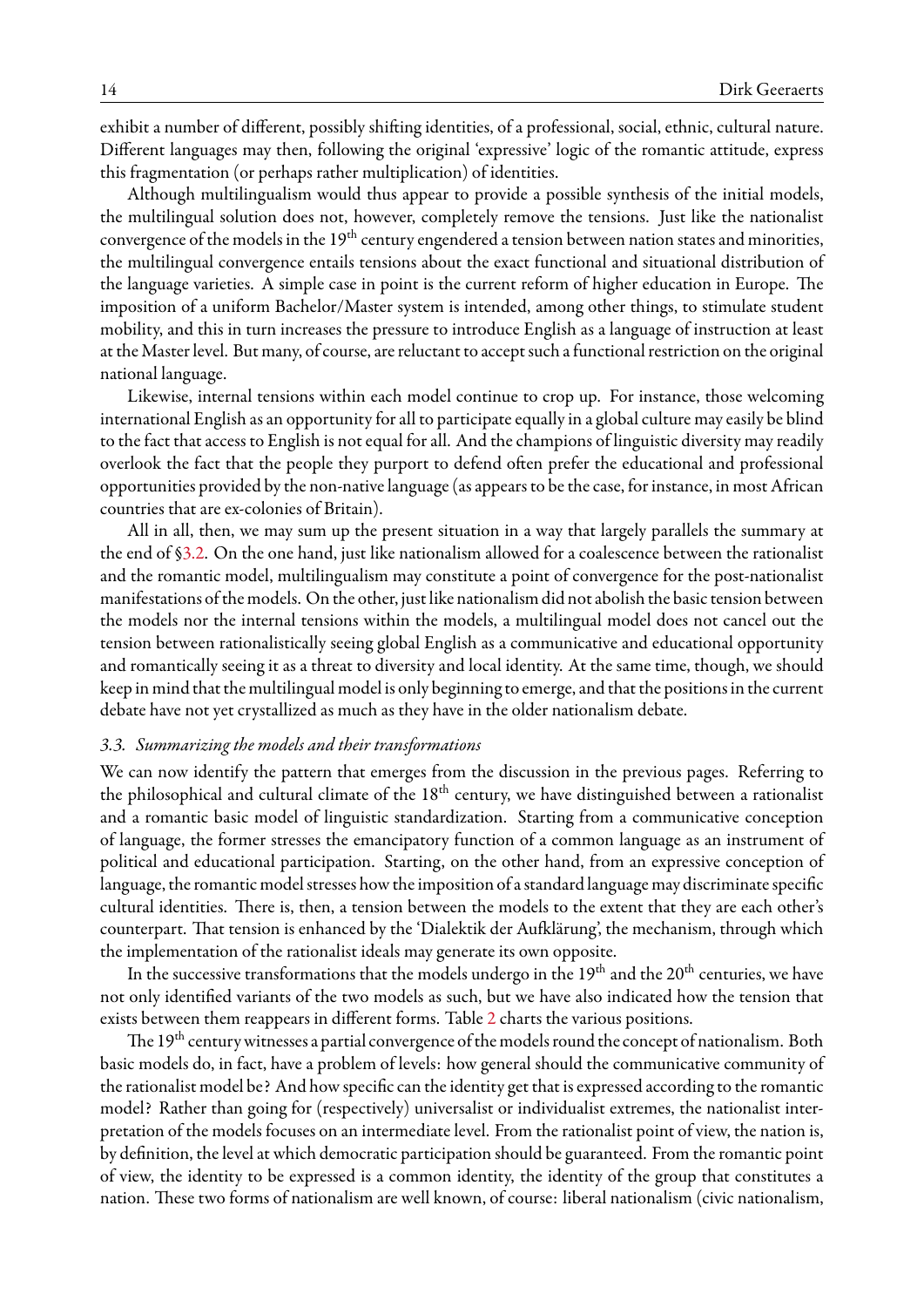exhibit a number of different, possibly shifting identities, of a professional, social, ethnic, cultural nature. Different languages may then, following the original 'expressive' logic of the romantic attitude, express this fragmentation (or perhaps rather multiplication) of identities.

Although multilingualism would thus appear to provide a possible synthesis of the initial models, the multilingual solution does not, however, completely remove the tensions. Just like the nationalist convergence of the models in the 19th century engendered a tension between nation states and minorities, the multilingual convergence entails tensions about the exact functional and situational distribution of the language varieties. A simple case in point is the current reform of higher education in Europe. The imposition of a uniform Bachelor/Master system is intended, among other things, to stimulate student mobility, and this in turn increases the pressure to introduce English as a language of instruction at least at the Master level. But many, of course, are reluctant to accept such a functional restriction on the original national language.

Likewise, internal tensions within each model continue to crop up. For instance, those welcoming international English as an opportunity for all to participate equally in a global culture may easily be blind to the fact that access to English is not equal for all. And the champions of linguistic diversity may readily overlook the fact that the people they purport to defend often prefer the educational and professional opportunities provided by the non-native language (as appears to be the case, for instance, in most African countries that are ex-colonies of Britain).

All in all, then, we may sum up the present situation in a way that largely parallels the summary at the end of §3.2. On the one hand, just like nationalism allowed for a coalescence between the rationalist and the romantic model, multilingualism may constitute a point of convergence for the post-nationalist manifestations of the models. On the other, just like nationalism did not abolish the basic tension between the models nor the internal tensions within the models, a multilingual model does not cancel out the tension between rationalistically seeing global English as a communicative and educational opportunity and romantically seeing it as a threat to diversity and local identity. At the same time, though, we should keep in mind that the multilingual model is only beginning to emerge, and that the positions in the current debate have not yet crystallized as much as they have in the older nationalism debate.

### *3.3. Summarizing the models and their transformations*

We can now identify the pattern that emerges from the discussion in the previous pages. Referring to the philosophical and cultural climate of the 18th century, we have distinguished between a rationalist and a romantic basic model of linguistic standardization. Starting from a communicative conception of language, the former stresses the emancipatory function of a common language as an instrument of political and educational participation. Starting, on the other hand, from an expressive conception of language, the romantic model stresses how the imposition of a standard language may discriminate specific cultural identities. There is, then, a tension between the models to the extent that they are each other's counterpart. That tension is enhanced by the 'Dialektik der Aufklärung', the mechanism, through which the implementation of the rationalist ideals may generate its own opposite.

In the successive transformations that the models undergo in the 19th and the 20th centuries, we have not only identified variants of the two models as such, but we have also indicated how the tension that exists between them reappears in different forms. Table 2 charts the various positions.

The 19th century witnesses a partial convergence of the models round the concept of nationalism. Both basic models do, in fact, have a problem of levels: how general should the communicative community of the rationalist model be? And how specific can the identity get that is expressed according to the romantic model? Rather than going for (respectively) universalist or individualist extremes, the nationalist interpretation of the models focuses on an intermediate level. From the rationalist point of view, the nation is, by definition, the level at which democratic participation should be guaranteed. From the romantic point of view, the identity to be expressed is a common identity, the identity of the group that constitutes a nation. These two forms of nationalism are well known, of course: liberal nationalism (civic nationalism,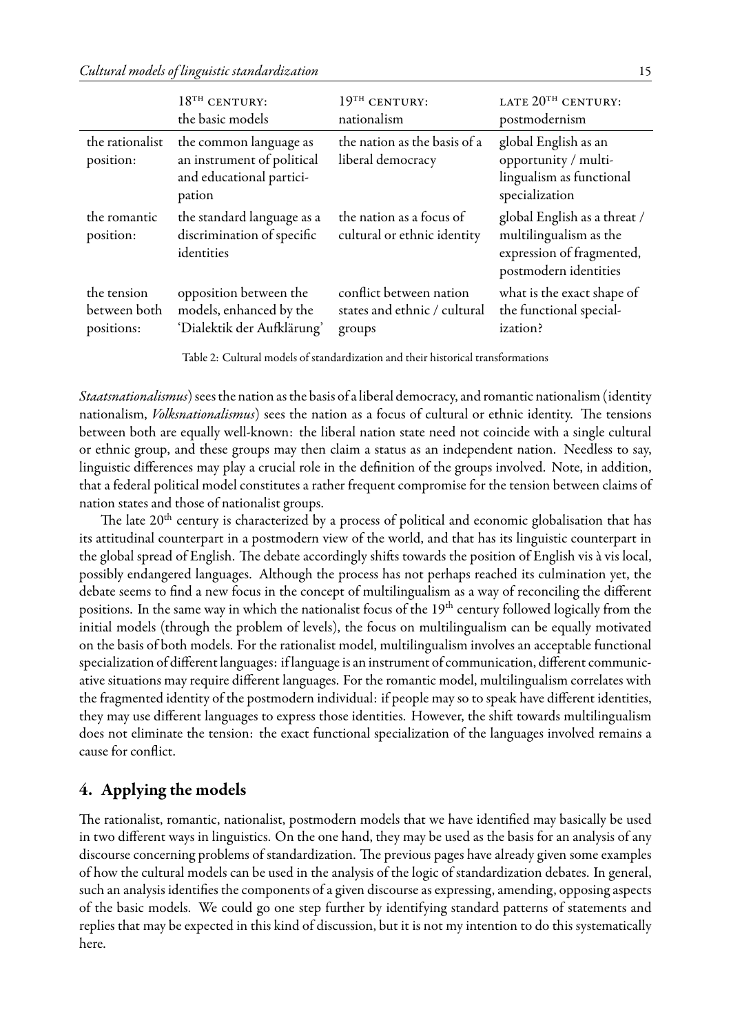| | 18[th] century: the basic models | 19[th] century: nationalism | late 20[th] century: postmodernism |
|---|---|---|---|
| the rationalist position: | the common language as an instrument of political and educational participation | the nation as the basis of a liberal democracy | global English as an opportunity / multilingualism as functional specialization |
| the romantic position: | the standard language as a discrimination of specific identities | the nation as a focus of cultural or ethnic identity | global English as a threat / multilingualism as the expression of fragmented, postmodern identities |
| the tension between both positions: | opposition between the models, enhanced by the 'Dialektik der Aufklärung' | conflict between nation states and ethnic / cultural groups | what is the exact shape of the functional specialization? |

Table 2: Cultural models of standardization and their historical transformations

*Staatsnationalismus*) sees the nation as the basis of a liberal democracy, and romantic nationalism (identity nationalism, *Volksnationalismus*) sees the nation as a focus of cultural or ethnic identity. The tensions between both are equally well-known: the liberal nation state need not coincide with a single cultural or ethnic group, and these groups may then claim a status as an independent nation. Needless to say, linguistic differences may play a crucial role in the definition of the groups involved. Note, in addition, that a federal political model constitutes a rather frequent compromise for the tension between claims of nation states and those of nationalist groups.

The late 20[th] century is characterized by a process of political and economic globalisation that has its attitudinal counterpart in a postmodern view of the world, and that has its linguistic counterpart in the global spread of English. The debate accordingly shifts towards the position of English vis à vis local, possibly endangered languages. Although the process has not perhaps reached its culmination yet, the debate seems to find a new focus in the concept of multilingualism as a way of reconciling the different positions. In the same way in which the nationalist focus of the 19[th] century followed logically from the initial models (through the problem of levels), the focus on multilingualism can be equally motivated on the basis of both models. For the rationalist model, multilingualism involves an acceptable functional specialization of different languages: if language is an instrument of communication, different communicative situations may require different languages. For the romantic model, multilingualism correlates with the fragmented identity of the postmodern individual: if people may so to speak have different identities, they may use different languages to express those identities. However, the shift towards multilingualism does not eliminate the tension: the exact functional specialization of the languages involved remains a cause for conflict.

## 4. Applying the models

The rationalist, romantic, nationalist, postmodern models that we have identified may basically be used in two different ways in linguistics. On the one hand, they may be used as the basis for an analysis of any discourse concerning problems of standardization. The previous pages have already given some examples of how the cultural models can be used in the analysis of the logic of standardization debates. In general, such an analysis identifies the components of a given discourse as expressing, amending, opposing aspects of the basic models. We could go one step further by identifying standard patterns of statements and replies that may be expected in this kind of discussion, but it is not my intention to do this systematically here.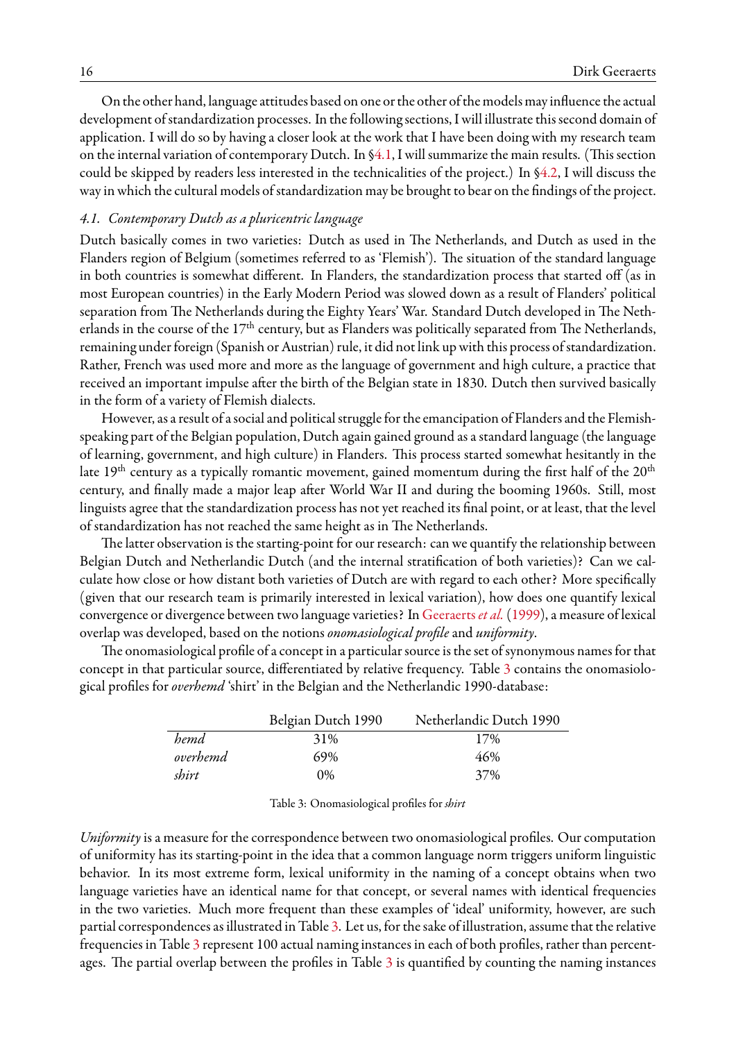On the other hand, language attitudes based on one or the other of the models may influence the actual development of standardization processes. In the following sections, I will illustrate this second domain of application. I will do so by having a closer look at the work that I have been doing with my research team on the internal variation of contemporary Dutch. In §4.1, I will summarize the main results. (This section could be skipped by readers less interested in the technicalities of the project.) In §4.2, I will discuss the way in which the cultural models of standardization may be brought to bear on the findings of the project.

### *4.1. Contemporary Dutch as a pluricentric language*

Dutch basically comes in two varieties: Dutch as used in The Netherlands, and Dutch as used in the Flanders region of Belgium (sometimes referred to as 'Flemish'). The situation of the standard language in both countries is somewhat different. In Flanders, the standardization process that started off (as in most European countries) in the Early Modern Period was slowed down as a result of Flanders' political separation from The Netherlands during the Eighty Years' War. Standard Dutch developed in The Netherlands in the course of the 17th century, but as Flanders was politically separated from The Netherlands, remaining under foreign (Spanish or Austrian) rule, it did not link up with this process of standardization. Rather, French was used more and more as the language of government and high culture, a practice that received an important impulse after the birth of the Belgian state in 1830. Dutch then survived basically in the form of a variety of Flemish dialects.

However, as a result of a social and political struggle for the emancipation of Flanders and the Flemish-speaking part of the Belgian population, Dutch again gained ground as a standard language (the language of learning, government, and high culture) in Flanders. This process started somewhat hesitantly in the late 19th century as a typically romantic movement, gained momentum during the first half of the 20th century, and finally made a major leap after World War II and during the booming 1960s. Still, most linguists agree that the standardization process has not yet reached its final point, or at least, that the level of standardization has not reached the same height as in The Netherlands.

The latter observation is the starting-point for our research: can we quantify the relationship between Belgian Dutch and Netherlandic Dutch (and the internal stratification of both varieties)? Can we calculate how close or how distant both varieties of Dutch are with regard to each other? More specifically (given that our research team is primarily interested in lexical variation), how does one quantify lexical convergence or divergence between two language varieties? In Geeraerts *et al.* (1999), a measure of lexical overlap was developed, based on the notions *onomasiological profile* and *uniformity*.

The onomasiological profile of a concept in a particular source is the set of synonymous names for that concept in that particular source, differentiated by relative frequency. Table 3 contains the onomasiological profiles for *overhemd* 'shirt' in the Belgian and the Netherlandic 1990-database:

| | Belgian Dutch 1990 | Netherlandic Dutch 1990 |
|---|---|---|
| *hemd* | 31% | 17% |
| *overhemd* | 69% | 46% |
| *shirt* | 0% | 37% |

Table 3: Onomasiological profiles for *shirt*

*Uniformity* is a measure for the correspondence between two onomasiological profiles. Our computation of uniformity has its starting-point in the idea that a common language norm triggers uniform linguistic behavior. In its most extreme form, lexical uniformity in the naming of a concept obtains when two language varieties have an identical name for that concept, or several names with identical frequencies in the two varieties. Much more frequent than these examples of 'ideal' uniformity, however, are such partial correspondences as illustrated in Table 3. Let us, for the sake of illustration, assume that the relative frequencies in Table 3 represent 100 actual naming instances in each of both profiles, rather than percentages. The partial overlap between the profiles in Table 3 is quantified by counting the naming instances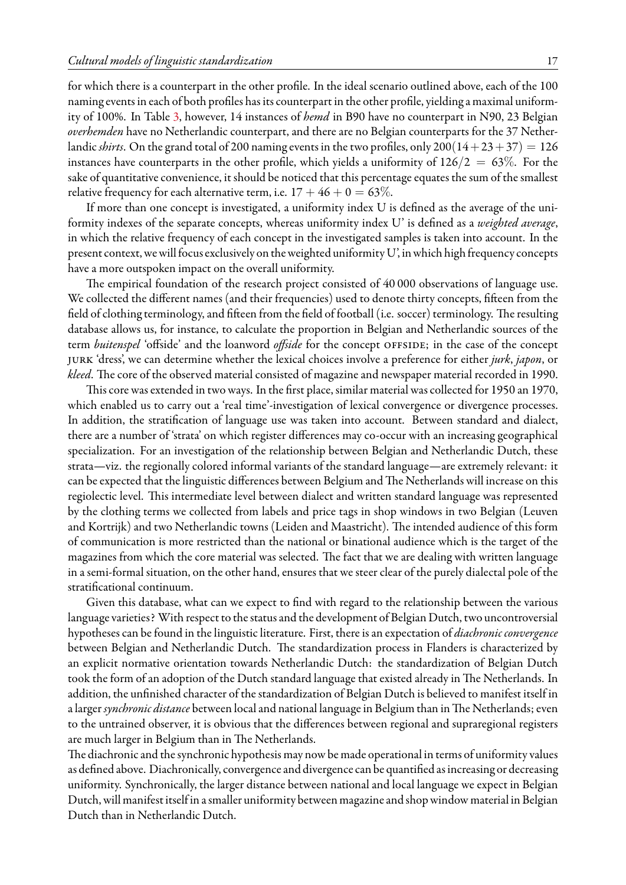for which there is a counterpart in the other profile. In the ideal scenario outlined above, each of the 100 naming events in each of both profiles has its counterpart in the other profile, yielding a maximal uniformity of 100%. In Table 3, however, 14 instances of *hemd* in B90 have no counterpart in N90, 23 Belgian *overhemden* have no Netherlandic counterpart, and there are no Belgian counterparts for the 37 Netherlandic *shirts*. On the grand total of 200 naming events in the two profiles, only $200(14+23+37) = 126$ instances have counterparts in the other profile, which yields a uniformity of $126/2 = 63\%$. For the sake of quantitative convenience, it should be noticed that this percentage equates the sum of the smallest relative frequency for each alternative term, i.e. $17 + 46 + 0 = 63\%$.

If more than one concept is investigated, a uniformity index U is defined as the average of the uniformity indexes of the separate concepts, whereas uniformity index U' is defined as a *weighted average*, in which the relative frequency of each concept in the investigated samples is taken into account. In the present context, we will focus exclusively on the weighted uniformity U', in which high frequency concepts have a more outspoken impact on the overall uniformity.

The empirical foundation of the research project consisted of 40 000 observations of language use. We collected the different names (and their frequencies) used to denote thirty concepts, fifteen from the field of clothing terminology, and fifteen from the field of football (i.e. soccer) terminology. The resulting database allows us, for instance, to calculate the proportion in Belgian and Netherlandic sources of the term *buitenspel* 'offside' and the loanword *offside* for the concept OFFSIDE; in the case of the concept JURK 'dress', we can determine whether the lexical choices involve a preference for either *jurk*, *japon*, or *kleed*. The core of the observed material consisted of magazine and newspaper material recorded in 1990.

This core was extended in two ways. In the first place, similar material was collected for 1950 an 1970, which enabled us to carry out a 'real time'-investigation of lexical convergence or divergence processes. In addition, the stratification of language use was taken into account. Between standard and dialect, there are a number of 'strata' on which register differences may co-occur with an increasing geographical specialization. For an investigation of the relationship between Belgian and Netherlandic Dutch, these strata—viz. the regionally colored informal variants of the standard language—are extremely relevant: it can be expected that the linguistic differences between Belgium and The Netherlands will increase on this regiolectic level. This intermediate level between dialect and written standard language was represented by the clothing terms we collected from labels and price tags in shop windows in two Belgian (Leuven and Kortrijk) and two Netherlandic towns (Leiden and Maastricht). The intended audience of this form of communication is more restricted than the national or binational audience which is the target of the magazines from which the core material was selected. The fact that we are dealing with written language in a semi-formal situation, on the other hand, ensures that we steer clear of the purely dialectal pole of the stratificational continuum.

Given this database, what can we expect to find with regard to the relationship between the various language varieties? With respect to the status and the development of Belgian Dutch, two uncontroversial hypotheses can be found in the linguistic literature. First, there is an expectation of *diachronic convergence* between Belgian and Netherlandic Dutch. The standardization process in Flanders is characterized by an explicit normative orientation towards Netherlandic Dutch: the standardization of Belgian Dutch took the form of an adoption of the Dutch standard language that existed already in The Netherlands. In addition, the unfinished character of the standardization of Belgian Dutch is believed to manifest itself in a larger *synchronic distance* between local and national language in Belgium than in The Netherlands; even to the untrained observer, it is obvious that the differences between regional and supraregional registers are much larger in Belgium than in The Netherlands.

The diachronic and the synchronic hypothesis may now be made operational in terms of uniformity values as defined above. Diachronically, convergence and divergence can be quantified as increasing or decreasing uniformity. Synchronically, the larger distance between national and local language we expect in Belgian Dutch, will manifest itself in a smaller uniformity between magazine and shop window material in Belgian Dutch than in Netherlandic Dutch.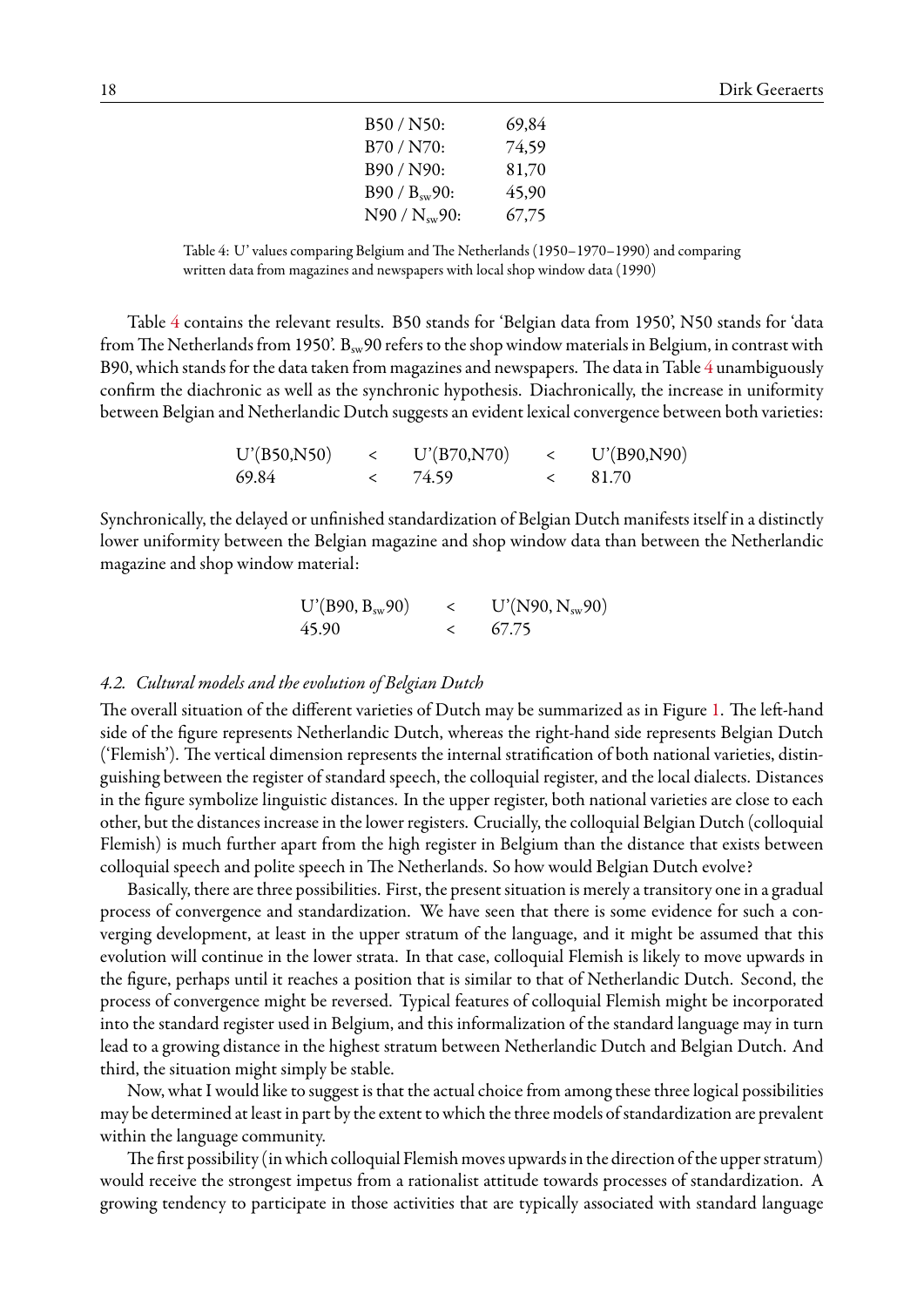| | |
|---|---|
| B50 / N50: | 69,84 |
| B70 / N70: | 74,59 |
| B90 / N90: | 81,70 |
| B90 / $B_{sw}$90: | 45,90 |
| N90 / $N_{sw}$90: | 67,75 |

Table 4: U' values comparing Belgium and The Netherlands (1950–1970–1990) and comparing written data from magazines and newspapers with local shop window data (1990)

Table 4 contains the relevant results. B50 stands for 'Belgian data from 1950', N50 stands for 'data from The Netherlands from 1950'. $B_{sw}$90 refers to the shop window materials in Belgium, in contrast with B90, which stands for the data taken from magazines and newspapers. The data in Table 4 unambiguously confirm the diachronic as well as the synchronic hypothesis. Diachronically, the increase in uniformity between Belgian and Netherlandic Dutch suggests an evident lexical convergence between both varieties:

| | | | | |
|---|---|---|---|---|
| U'(B50,N50) | < | U'(B70,N70) | < | U'(B90,N90) |
| 69.84 | < | 74.59 | < | 81.70 |

Synchronically, the delayed or unfinished standardization of Belgian Dutch manifests itself in a distinctly lower uniformity between the Belgian magazine and shop window data than between the Netherlandic magazine and shop window material:

| | | |
|---|---|---|
| U'(B90, $B_{sw}$90) | < | U'(N90, $N_{sw}$90) |
| 45.90 | < | 67.75 |

### *4.2. Cultural models and the evolution of Belgian Dutch*

The overall situation of the different varieties of Dutch may be summarized as in Figure 1. The left-hand side of the figure represents Netherlandic Dutch, whereas the right-hand side represents Belgian Dutch ('Flemish'). The vertical dimension represents the internal stratification of both national varieties, distinguishing between the register of standard speech, the colloquial register, and the local dialects. Distances in the figure symbolize linguistic distances. In the upper register, both national varieties are close to each other, but the distances increase in the lower registers. Crucially, the colloquial Belgian Dutch (colloquial Flemish) is much further apart from the high register in Belgium than the distance that exists between colloquial speech and polite speech in The Netherlands. So how would Belgian Dutch evolve?

Basically, there are three possibilities. First, the present situation is merely a transitory one in a gradual process of convergence and standardization. We have seen that there is some evidence for such a converging development, at least in the upper stratum of the language, and it might be assumed that this evolution will continue in the lower strata. In that case, colloquial Flemish is likely to move upwards in the figure, perhaps until it reaches a position that is similar to that of Netherlandic Dutch. Second, the process of convergence might be reversed. Typical features of colloquial Flemish might be incorporated into the standard register used in Belgium, and this informalization of the standard language may in turn lead to a growing distance in the highest stratum between Netherlandic Dutch and Belgian Dutch. And third, the situation might simply be stable.

Now, what I would like to suggest is that the actual choice from among these three logical possibilities may be determined at least in part by the extent to which the three models of standardization are prevalent within the language community.

The first possibility (in which colloquial Flemish moves upwards in the direction of the upper stratum) would receive the strongest impetus from a rationalist attitude towards processes of standardization. A growing tendency to participate in those activities that are typically associated with standard language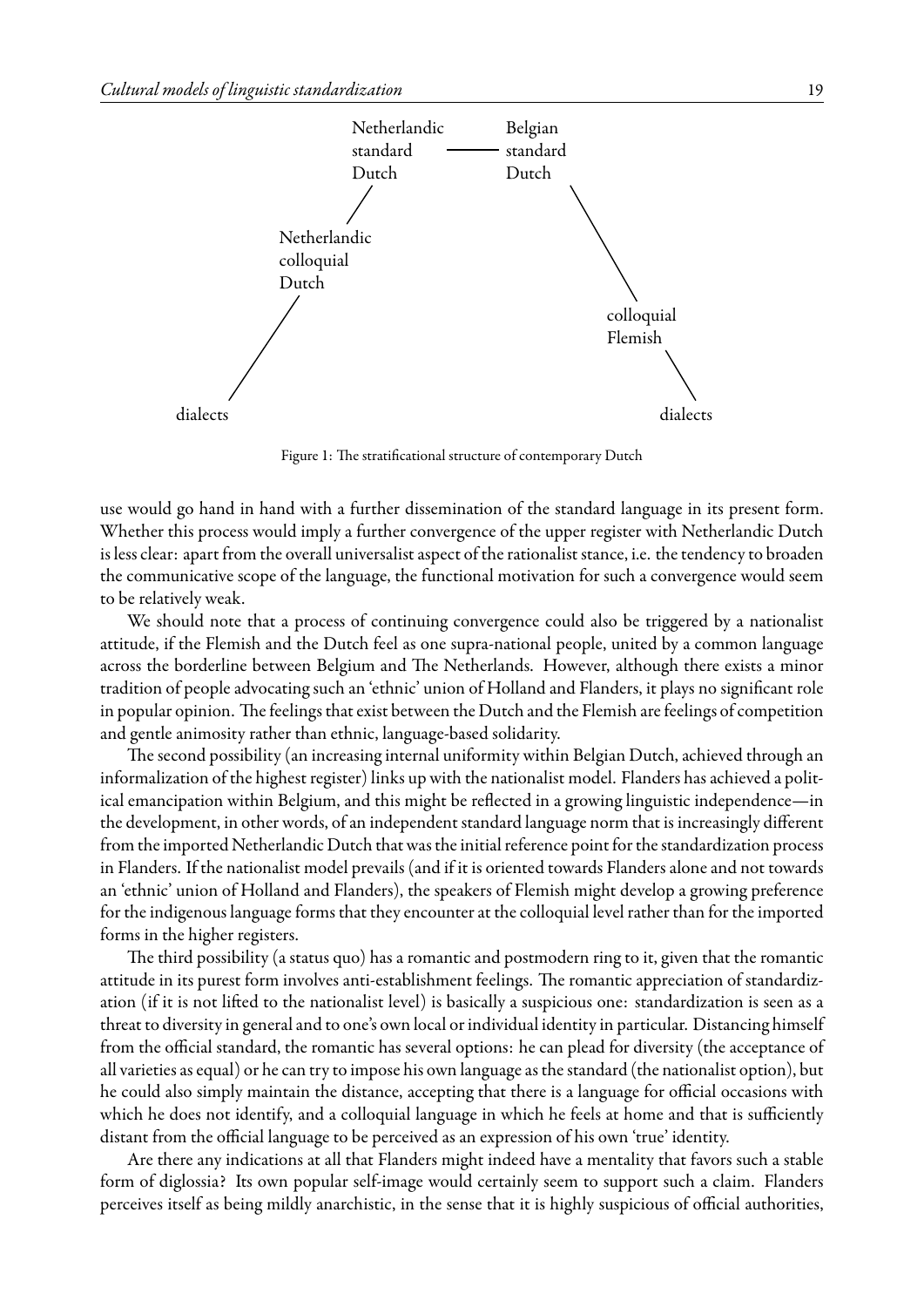Netherlandic standard Dutch

Belgian standard Dutch

Netherlandic colloquial Dutch

colloquial Flemish

dialects

dialects

Figure 1: The stratificational structure of contemporary Dutch

use would go hand in hand with a further dissemination of the standard language in its present form. Whether this process would imply a further convergence of the upper register with Netherlandic Dutch is less clear: apart from the overall universalist aspect of the rationalist stance, i.e. the tendency to broaden the communicative scope of the language, the functional motivation for such a convergence would seem to be relatively weak.

We should note that a process of continuing convergence could also be triggered by a nationalist attitude, if the Flemish and the Dutch feel as one supra-national people, united by a common language across the borderline between Belgium and The Netherlands. However, although there exists a minor tradition of people advocating such an 'ethnic' union of Holland and Flanders, it plays no significant role in popular opinion. The feelings that exist between the Dutch and the Flemish are feelings of competition and gentle animosity rather than ethnic, language-based solidarity.

The second possibility (an increasing internal uniformity within Belgian Dutch, achieved through an informalization of the highest register) links up with the nationalist model. Flanders has achieved a political emancipation within Belgium, and this might be reflected in a growing linguistic independence—in the development, in other words, of an independent standard language norm that is increasingly different from the imported Netherlandic Dutch that was the initial reference point for the standardization process in Flanders. If the nationalist model prevails (and if it is oriented towards Flanders alone and not towards an 'ethnic' union of Holland and Flanders), the speakers of Flemish might develop a growing preference for the indigenous language forms that they encounter at the colloquial level rather than for the imported forms in the higher registers.

The third possibility (a status quo) has a romantic and postmodern ring to it, given that the romantic attitude in its purest form involves anti-establishment feelings. The romantic appreciation of standardization (if it is not lifted to the nationalist level) is basically a suspicious one: standardization is seen as a threat to diversity in general and to one's own local or individual identity in particular. Distancing himself from the official standard, the romantic has several options: he can plead for diversity (the acceptance of all varieties as equal) or he can try to impose his own language as the standard (the nationalist option), but he could also simply maintain the distance, accepting that there is a language for official occasions with which he does not identify, and a colloquial language in which he feels at home and that is sufficiently distant from the official language to be perceived as an expression of his own 'true' identity.

Are there any indications at all that Flanders might indeed have a mentality that favors such a stable form of diglossia? Its own popular self-image would certainly seem to support such a claim. Flanders perceives itself as being mildly anarchistic, in the sense that it is highly suspicious of official authorities,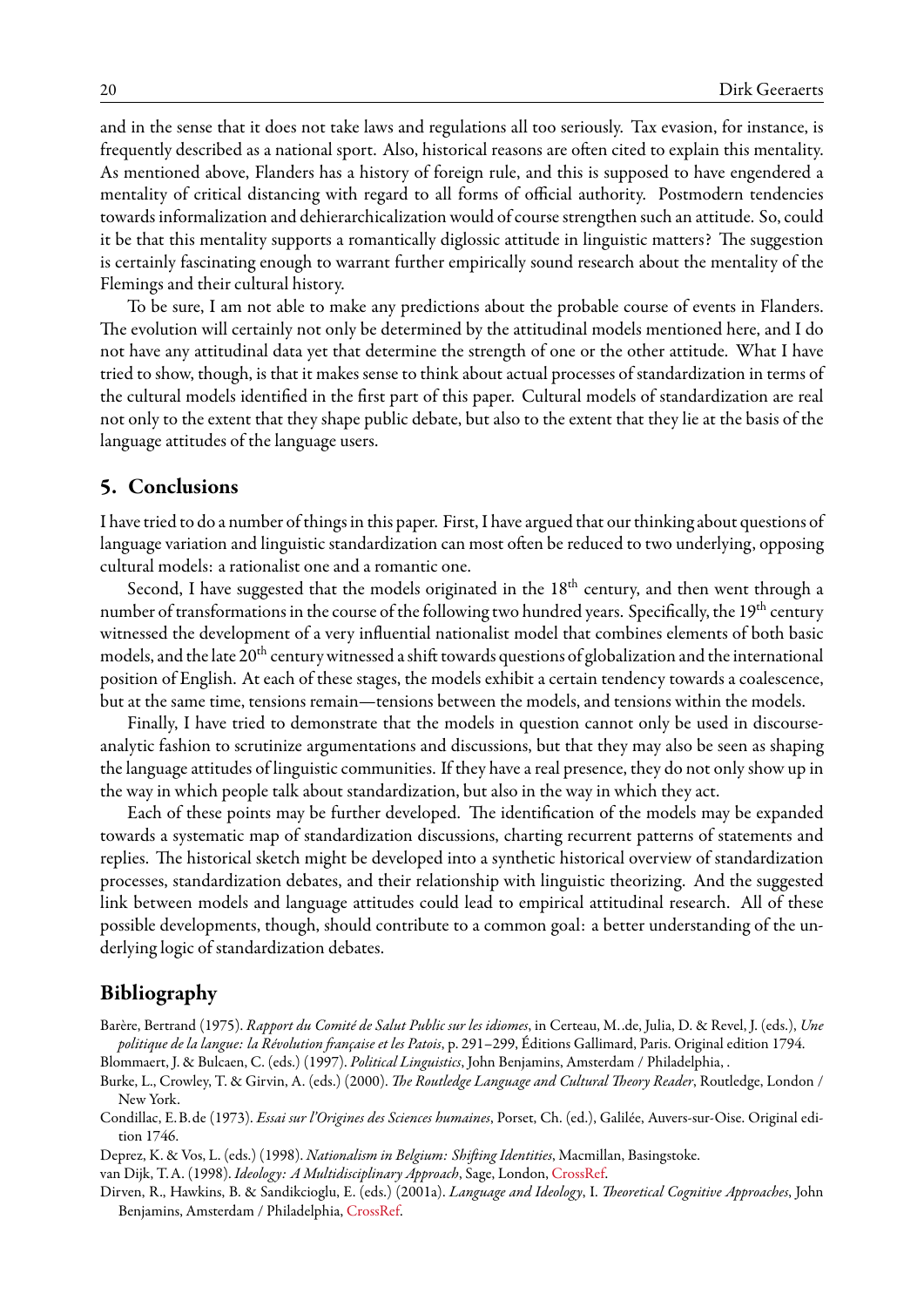and in the sense that it does not take laws and regulations all too seriously. Tax evasion, for instance, is frequently described as a national sport. Also, historical reasons are often cited to explain this mentality. As mentioned above, Flanders has a history of foreign rule, and this is supposed to have engendered a mentality of critical distancing with regard to all forms of official authority. Postmodern tendencies towards informalization and dehierarchicalization would of course strengthen such an attitude. So, could it be that this mentality supports a romantically diglossic attitude in linguistic matters? The suggestion is certainly fascinating enough to warrant further empirically sound research about the mentality of the Flemings and their cultural history.

To be sure, I am not able to make any predictions about the probable course of events in Flanders. The evolution will certainly not only be determined by the attitudinal models mentioned here, and I do not have any attitudinal data yet that determine the strength of one or the other attitude. What I have tried to show, though, is that it makes sense to think about actual processes of standardization in terms of the cultural models identified in the first part of this paper. Cultural models of standardization are real not only to the extent that they shape public debate, but also to the extent that they lie at the basis of the language attitudes of the language users.

## 5. Conclusions

I have tried to do a number of things in this paper. First, I have argued that our thinking about questions of language variation and linguistic standardization can most often be reduced to two underlying, opposing cultural models: a rationalist one and a romantic one.

Second, I have suggested that the models originated in the 18th century, and then went through a number of transformations in the course of the following two hundred years. Specifically, the 19th century witnessed the development of a very influential nationalist model that combines elements of both basic models, and the late 20th century witnessed a shift towards questions of globalization and the international position of English. At each of these stages, the models exhibit a certain tendency towards a coalescence, but at the same time, tensions remain—tensions between the models, and tensions within the models.

Finally, I have tried to demonstrate that the models in question cannot only be used in discourse-analytic fashion to scrutinize argumentations and discussions, but that they may also be seen as shaping the language attitudes of linguistic communities. If they have a real presence, they do not only show up in the way in which people talk about standardization, but also in the way in which they act.

Each of these points may be further developed. The identification of the models may be expanded towards a systematic map of standardization discussions, charting recurrent patterns of statements and replies. The historical sketch might be developed into a synthetic historical overview of standardization processes, standardization debates, and their relationship with linguistic theorizing. And the suggested link between models and language attitudes could lead to empirical attitudinal research. All of these possible developments, though, should contribute to a common goal: a better understanding of the underlying logic of standardization debates.

## Bibliography

Barère, Bertrand (1975). *Rapport du Comité de Salut Public sur les idiomes*, in Certeau, M. .de, Julia, D. & Revel, J. (eds.), *Une politique de la langue: la Révolution française et les Patois*, p. 291–299, Éditions Gallimard, Paris. Original edition 1794.

Blommaert, J. & Bulcaen, C. (eds.) (1997). *Political Linguistics*, John Benjamins, Amsterdam / Philadelphia, .

Burke, L., Crowley, T. & Girvin, A. (eds.) (2000). *The Routledge Language and Cultural Theory Reader*, Routledge, London / New York.

Condillac, E. B. de (1973). *Essai sur l'Origines des Sciences humaines*, Porset, Ch. (ed.), Galilée, Auvers-sur-Oise. Original edition 1746.

Deprez, K. & Vos, L. (eds.) (1998). *Nationalism in Belgium: Shifting Identities*, Macmillan, Basingstoke.

van Dijk, T. A. (1998). *Ideology: A Multidisciplinary Approach*, Sage, London, CrossRef.

Dirven, R., Hawkins, B. & Sandikcioglu, E. (eds.) (2001a). *Language and Ideology*, I. *Theoretical Cognitive Approaches*, John Benjamins, Amsterdam / Philadelphia, CrossRef.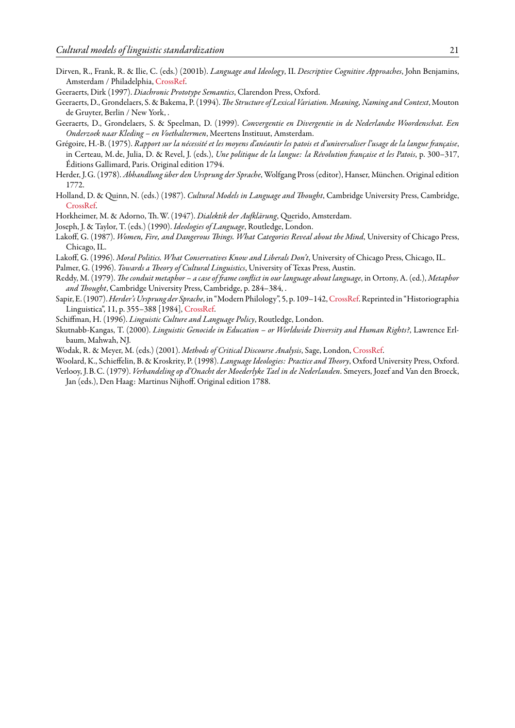Dirven, R., Frank, R. & Ilie, C. (eds.) (2001b). *Language and Ideology*, II. *Descriptive Cognitive Approaches*, John Benjamins, Amsterdam / Philadelphia, CrossRef.

Geeraerts, Dirk (1997). *Diachronic Prototype Semantics*, Clarendon Press, Oxford.

Geeraerts, D., Grondelaers, S. & Bakema, P. (1994). *The Structure of Lexical Variation. Meaning, Naming and Context*, Mouton de Gruyter, Berlin / New York, .

Geeraerts, D., Grondelaers, S. & Speelman, D. (1999). *Convergentie en Divergentie in de Nederlandse Woordenschat. Een Onderzoek naar Kleding – en Voetbaltermen*, Meertens Instituut, Amsterdam.

Grégoire, H.-B. (1975). *Rapport sur la nécessité et les moyens d'anéantir les patois et d'universaliser l'usage de la langue française*, in Certeau, M. de, Julia, D. & Revel, J. (eds.), *Une politique de la langue: la Révolution française et les Patois*, p. 300–317, Éditions Gallimard, Paris. Original edition 1794.

Herder, J. G. (1978). *Abhandlung über den Ursprung der Sprache*, Wolfgang Pross (editor), Hanser, München. Original edition 1772.

Holland, D. & Quinn, N. (eds.) (1987). *Cultural Models in Language and Thought*, Cambridge University Press, Cambridge, CrossRef.

Horkheimer, M. & Adorno, Th. W. (1947). *Dialektik der Aufklärung*, Querido, Amsterdam.

Joseph, J. & Taylor, T. (eds.) (1990). *Ideologies of Language*, Routledge, London.

Lakoff, G. (1987). *Women, Fire, and Dangerous Things. What Categories Reveal about the Mind*, University of Chicago Press, Chicago, IL.

Lakoff, G. (1996). *Moral Politics. What Conservatives Know and Liberals Don't*, University of Chicago Press, Chicago, IL.

Palmer, G. (1996). *Towards a Theory of Cultural Linguistics*, University of Texas Press, Austin.

Reddy, M. (1979). *The conduit metaphor – a case of frame conflict in our language about language*, in Ortony, A. (ed.), *Metaphor and Thought*, Cambridge University Press, Cambridge, p. 284–384, .

Sapir, E. (1907). *Herder's Ursprung der Sprache*, in "Modern Philology", 5, p. 109–142, CrossRef. Reprinted in "Historiographia Linguistica", 11, p. 355–388 [1984], CrossRef.

Schiffman, H. (1996). *Linguistic Culture and Language Policy*, Routledge, London.

Skutnabb-Kangas, T. (2000). *Linguistic Genocide in Education – or Worldwide Diversity and Human Rights?*, Lawrence Erlbaum, Mahwah, NJ.

Wodak, R. & Meyer, M. (eds.) (2001). *Methods of Critical Discourse Analysis*, Sage, London, CrossRef.

Woolard, K., Schieffelin, B. & Kroskrity, P. (1998). *Language Ideologies: Practice and Theory*, Oxford University Press, Oxford.

Verlooy, J. B. C. (1979). *Verhandeling op d'Onacht der Moederlyke Tael in de Nederlanden*. Smeyers, Jozef and Van den Broeck, Jan (eds.), Den Haag: Martinus Nijhoff. Original edition 1788.